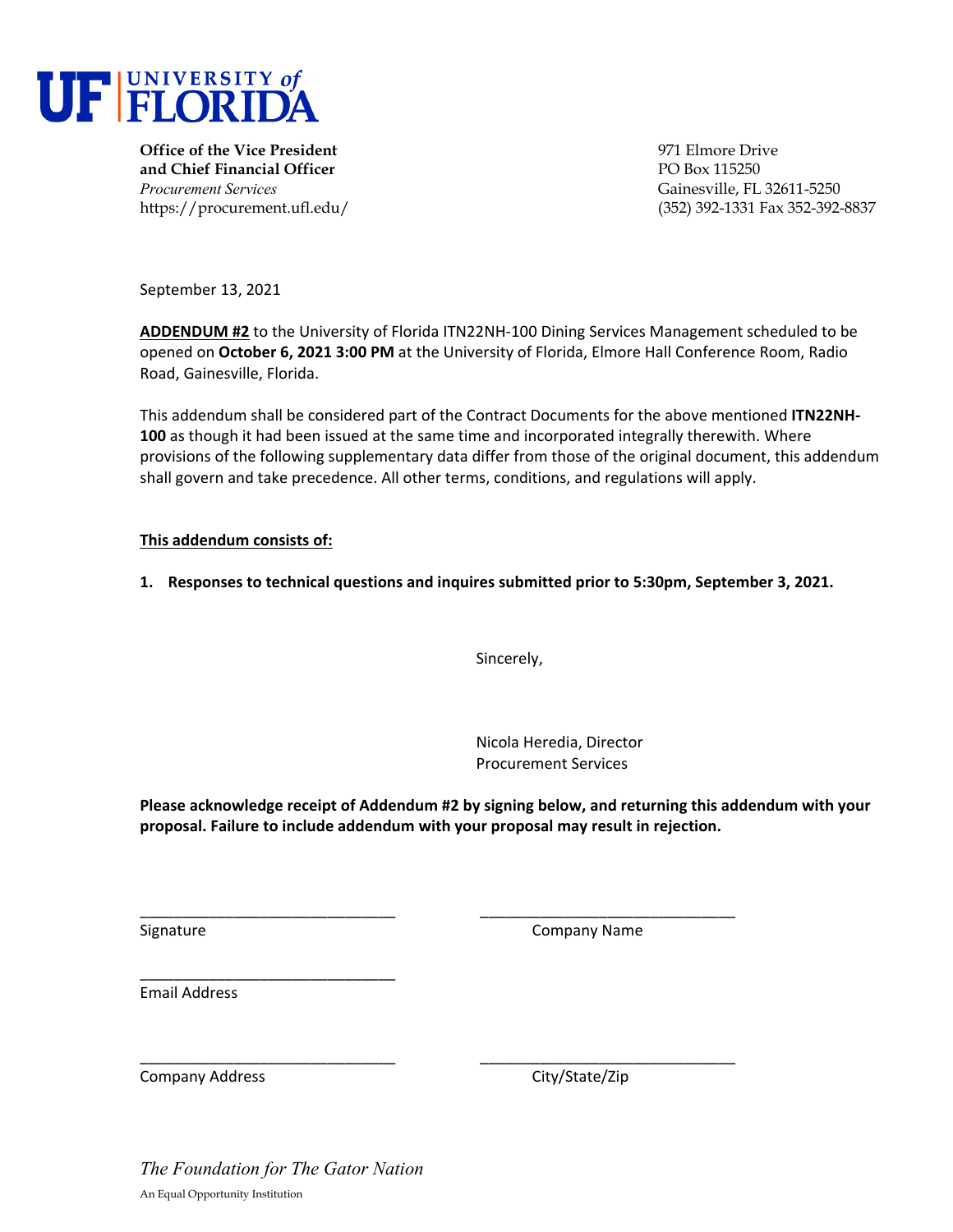# UF | UNIVERSITY of FLORIDA

**Office of the Vice President and Chief Financial Officer**
*Procurement Services*
https://procurement.ufl.edu/

971 Elmore Drive
PO Box 115250
Gainesville, FL 32611-5250
(352) 392-1331 Fax 352-392-8837

September 13, 2021

**ADDENDUM #2** to the University of Florida ITN22NH-100 Dining Services Management scheduled to be opened on **October 6, 2021 3:00 PM** at the University of Florida, Elmore Hall Conference Room, Radio Road, Gainesville, Florida.

This addendum shall be considered part of the Contract Documents for the above mentioned **ITN22NH-100** as though it had been issued at the same time and incorporated integrally therewith. Where provisions of the following supplementary data differ from those of the original document, this addendum shall govern and take precedence. All other terms, conditions, and regulations will apply.

**This addendum consists of:**

1. **Responses to technical questions and inquires submitted prior to 5:30pm, September 3, 2021.**

Sincerely,

Nicola Heredia, Director
Procurement Services

**Please acknowledge receipt of Addendum #2 by signing below, and returning this addendum with your proposal. Failure to include addendum with your proposal may result in rejection.**

______________________________ Signature

______________________________ Company Name

______________________________ Email Address

______________________________ Company Address

______________________________ City/State/Zip

*The Foundation for The Gator Nation*

An Equal Opportunity Institution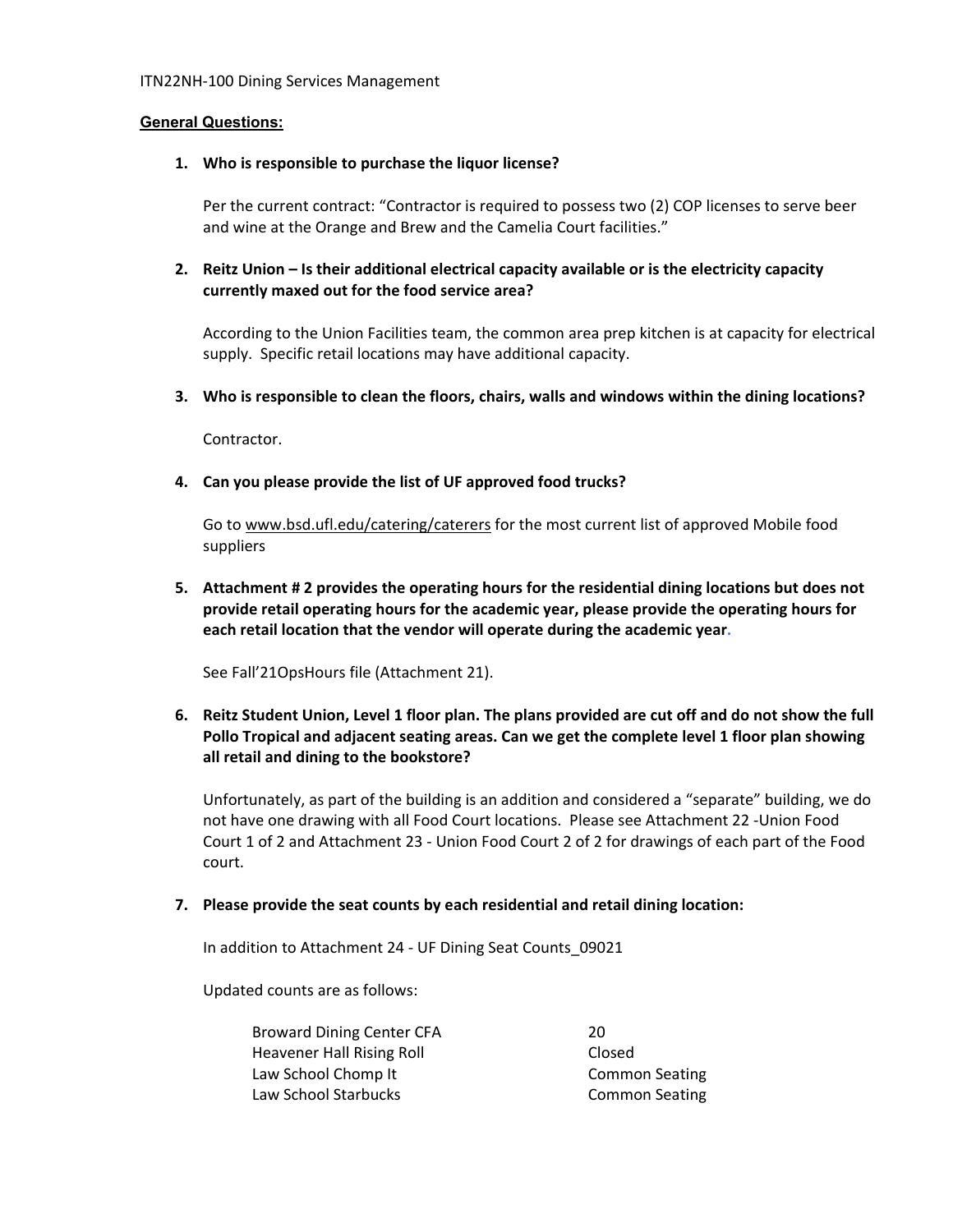ITN22NH-100 Dining Services Management

**General Questions:**

1. **Who is responsible to purchase the liquor license?**

   Per the current contract: "Contractor is required to possess two (2) COP licenses to serve beer and wine at the Orange and Brew and the Camelia Court facilities."

2. **Reitz Union – Is their additional electrical capacity available or is the electricity capacity currently maxed out for the food service area?**

   According to the Union Facilities team, the common area prep kitchen is at capacity for electrical supply. Specific retail locations may have additional capacity.

3. **Who is responsible to clean the floors, chairs, walls and windows within the dining locations?**

   Contractor.

4. **Can you please provide the list of UF approved food trucks?**

   Go to www.bsd.ufl.edu/catering/caterers for the most current list of approved Mobile food suppliers

5. **Attachment # 2 provides the operating hours for the residential dining locations but does not provide retail operating hours for the academic year, please provide the operating hours for each retail location that the vendor will operate during the academic year.**

   See Fall'21OpsHours file (Attachment 21).

6. **Reitz Student Union, Level 1 floor plan. The plans provided are cut off and do not show the full Pollo Tropical and adjacent seating areas. Can we get the complete level 1 floor plan showing all retail and dining to the bookstore?**

   Unfortunately, as part of the building is an addition and considered a "separate" building, we do not have one drawing with all Food Court locations. Please see Attachment 22 -Union Food Court 1 of 2 and Attachment 23 - Union Food Court 2 of 2 for drawings of each part of the Food court.

7. **Please provide the seat counts by each residential and retail dining location:**

   In addition to Attachment 24 - UF Dining Seat Counts_09021

   Updated counts are as follows:

   | | |
   |---|---|
   | Broward Dining Center CFA | 20 |
   | Heavener Hall Rising Roll | Closed |
   | Law School Chomp It | Common Seating |
   | Law School Starbucks | Common Seating |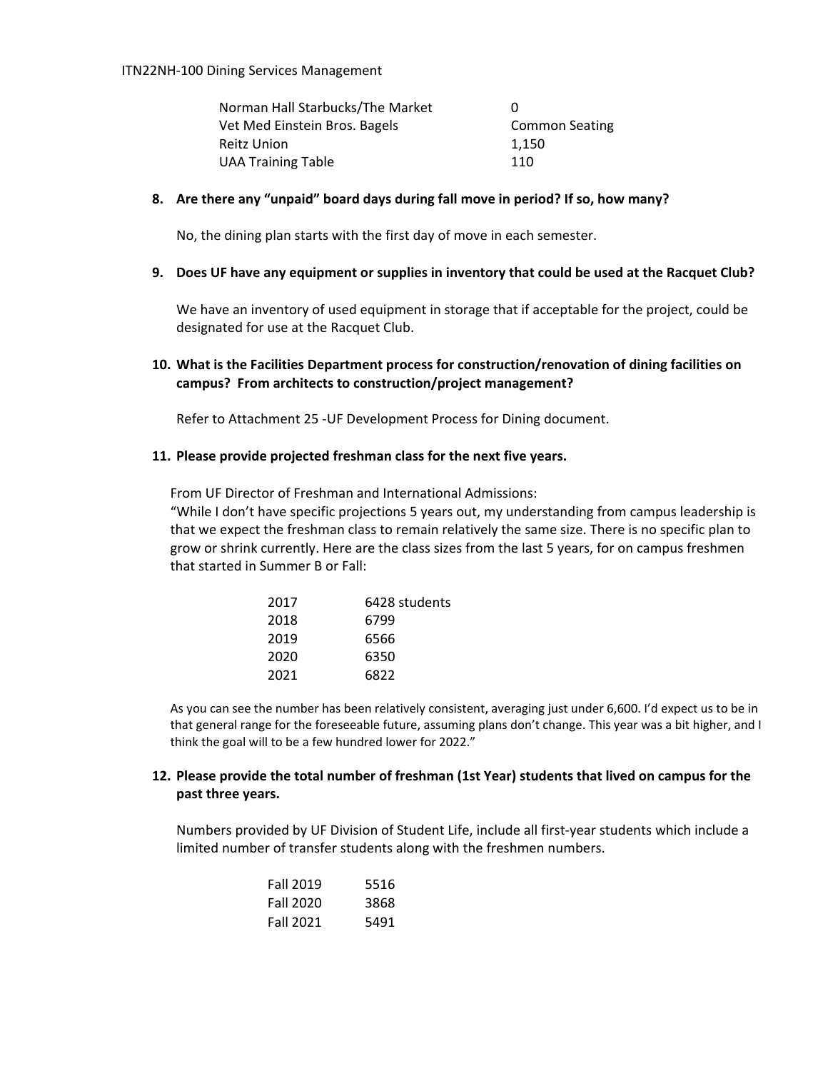| | |
|---|---|
| Norman Hall Starbucks/The Market | 0 |
| Vet Med Einstein Bros. Bagels | Common Seating |
| Reitz Union | 1,150 |
| UAA Training Table | 110 |

**8. Are there any "unpaid" board days during fall move in period? If so, how many?**

No, the dining plan starts with the first day of move in each semester.

**9. Does UF have any equipment or supplies in inventory that could be used at the Racquet Club?**

We have an inventory of used equipment in storage that if acceptable for the project, could be designated for use at the Racquet Club.

**10. What is the Facilities Department process for construction/renovation of dining facilities on campus? From architects to construction/project management?**

Refer to Attachment 25 -UF Development Process for Dining document.

**11. Please provide projected freshman class for the next five years.**

From UF Director of Freshman and International Admissions:
"While I don't have specific projections 5 years out, my understanding from campus leadership is that we expect the freshman class to remain relatively the same size. There is no specific plan to grow or shrink currently. Here are the class sizes from the last 5 years, for on campus freshmen that started in Summer B or Fall:

| | |
|---|---|
| 2017 | 6428 students |
| 2018 | 6799 |
| 2019 | 6566 |
| 2020 | 6350 |
| 2021 | 6822 |

As you can see the number has been relatively consistent, averaging just under 6,600. I'd expect us to be in that general range for the foreseeable future, assuming plans don't change. This year was a bit higher, and I think the goal will to be a few hundred lower for 2022."

**12. Please provide the total number of freshman (1st Year) students that lived on campus for the past three years.**

Numbers provided by UF Division of Student Life, include all first-year students which include a limited number of transfer students along with the freshmen numbers.

| | |
|---|---|
| Fall 2019 | 5516 |
| Fall 2020 | 3868 |
| Fall 2021 | 5491 |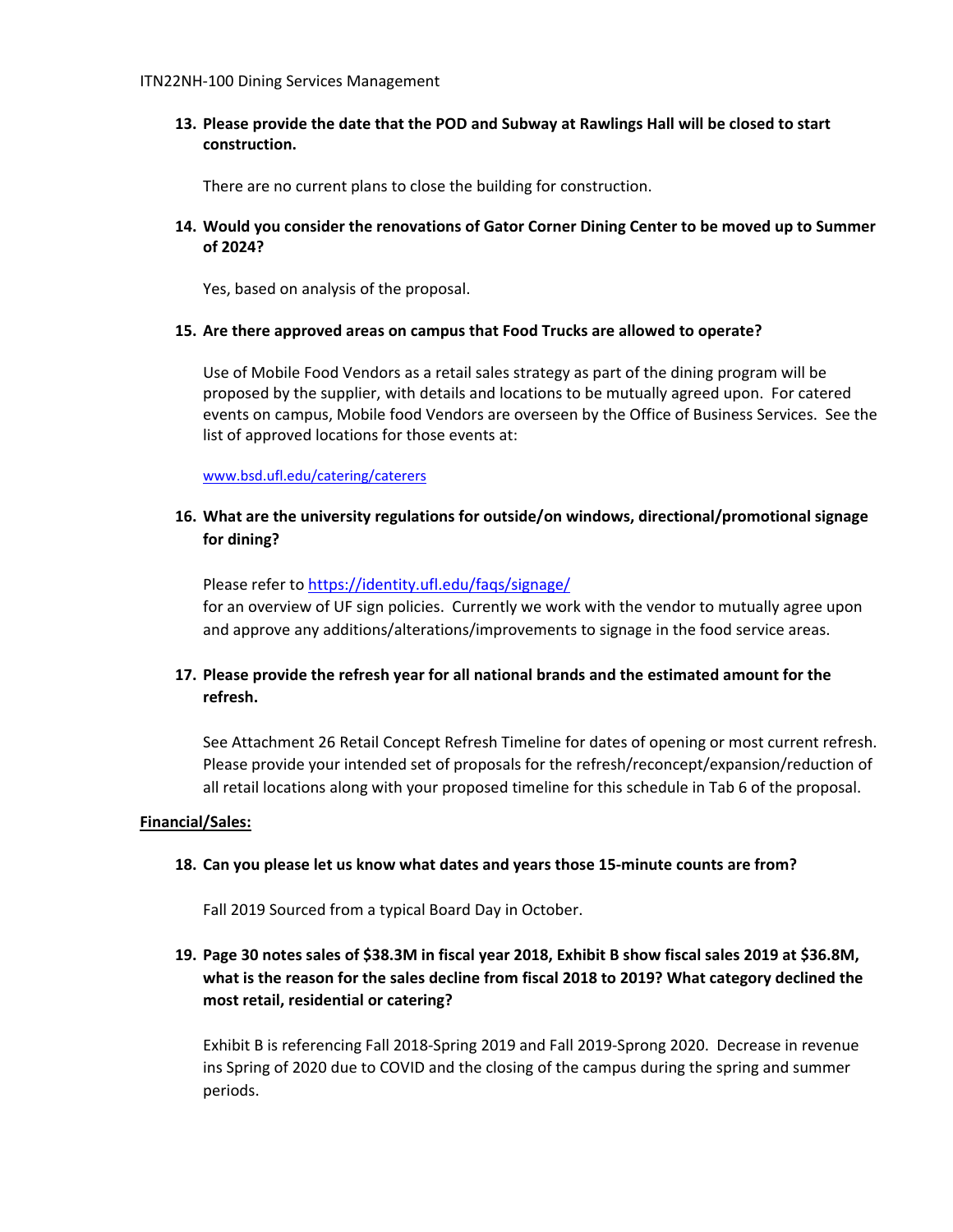13. **Please provide the date that the POD and Subway at Rawlings Hall will be closed to start construction.**

    There are no current plans to close the building for construction.

14. **Would you consider the renovations of Gator Corner Dining Center to be moved up to Summer of 2024?**

    Yes, based on analysis of the proposal.

15. **Are there approved areas on campus that Food Trucks are allowed to operate?**

    Use of Mobile Food Vendors as a retail sales strategy as part of the dining program will be proposed by the supplier, with details and locations to be mutually agreed upon. For catered events on campus, Mobile food Vendors are overseen by the Office of Business Services. See the list of approved locations for those events at:

    [www.bsd.ufl.edu/catering/caterers](www.bsd.ufl.edu/catering/caterers)

16. **What are the university regulations for outside/on windows, directional/promotional signage for dining?**

    Please refer to [https://identity.ufl.edu/faqs/signage/](https://identity.ufl.edu/faqs/signage/) for an overview of UF sign policies. Currently we work with the vendor to mutually agree upon and approve any additions/alterations/improvements to signage in the food service areas.

17. **Please provide the refresh year for all national brands and the estimated amount for the refresh.**

    See Attachment 26 Retail Concept Refresh Timeline for dates of opening or most current refresh. Please provide your intended set of proposals for the refresh/reconcept/expansion/reduction of all retail locations along with your proposed timeline for this schedule in Tab 6 of the proposal.

**Financial/Sales:**

18. **Can you please let us know what dates and years those 15-minute counts are from?**

    Fall 2019 Sourced from a typical Board Day in October.

19. **Page 30 notes sales of $38.3M in fiscal year 2018, Exhibit B show fiscal sales 2019 at $36.8M, what is the reason for the sales decline from fiscal 2018 to 2019? What category declined the most retail, residential or catering?**

    Exhibit B is referencing Fall 2018-Spring 2019 and Fall 2019-Sprong 2020. Decrease in revenue ins Spring of 2020 due to COVID and the closing of the campus during the spring and summer periods.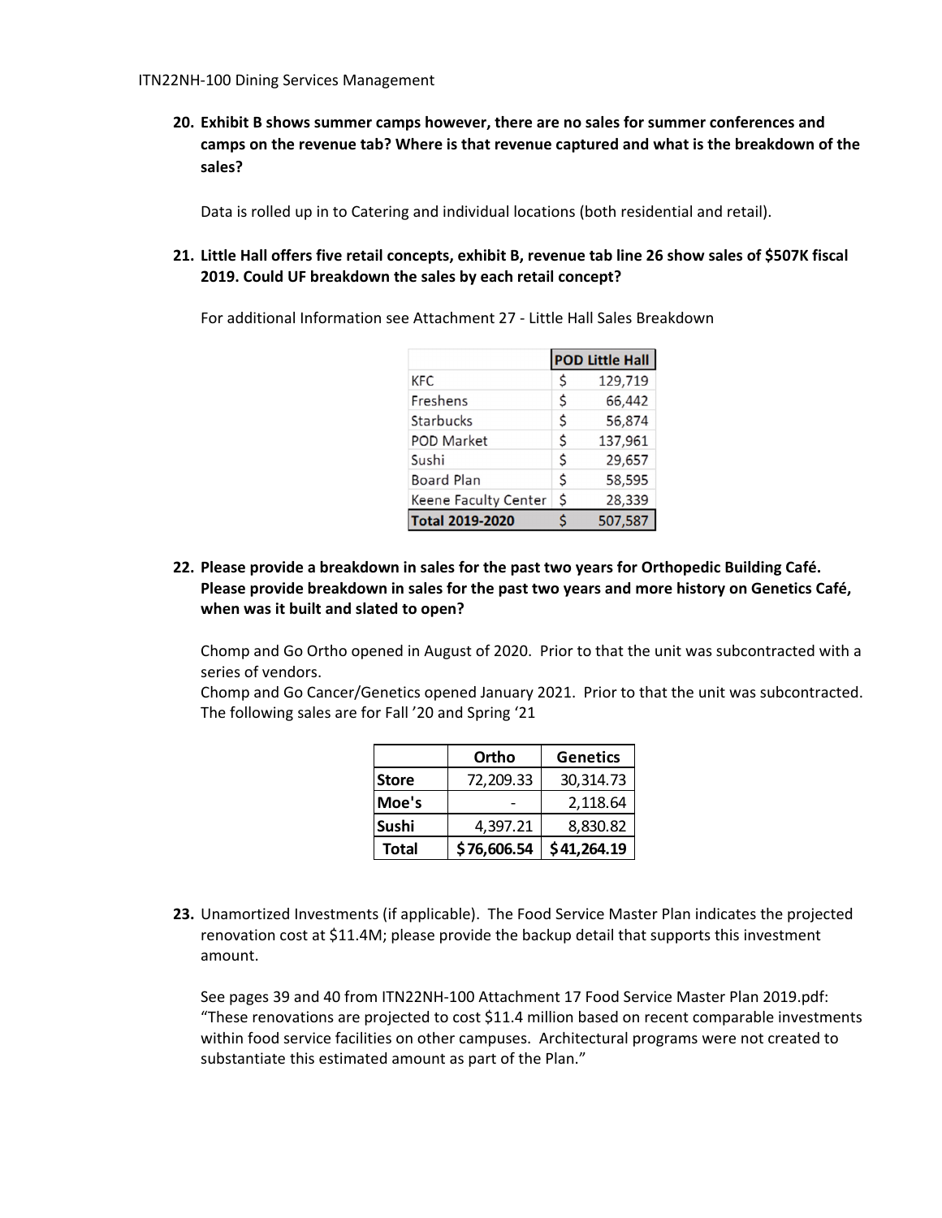20. **Exhibit B shows summer camps however, there are no sales for summer conferences and camps on the revenue tab? Where is that revenue captured and what is the breakdown of the sales?**

    Data is rolled up in to Catering and individual locations (both residential and retail).

21. **Little Hall offers five retail concepts, exhibit B, revenue tab line 26 show sales of $507K fiscal 2019. Could UF breakdown the sales by each retail concept?**

    For additional Information see Attachment 27 - Little Hall Sales Breakdown

| | POD Little Hall |
|---|---|
| KFC | $ 129,719 |
| Freshens | $ 66,442 |
| Starbucks | $ 56,874 |
| POD Market | $ 137,961 |
| Sushi | $ 29,657 |
| Board Plan | $ 58,595 |
| Keene Faculty Center | $ 28,339 |
| **Total 2019-2020** | **$ 507,587** |

22. **Please provide a breakdown in sales for the past two years for Orthopedic Building Café. Please provide breakdown in sales for the past two years and more history on Genetics Café, when was it built and slated to open?**

    Chomp and Go Ortho opened in August of 2020. Prior to that the unit was subcontracted with a series of vendors.
    Chomp and Go Cancer/Genetics opened January 2021. Prior to that the unit was subcontracted. The following sales are for Fall '20 and Spring '21

| | Ortho | Genetics |
|---|---|---|
| **Store** | 72,209.33 | 30,314.73 |
| **Moe's** | - | 2,118.64 |
| **Sushi** | 4,397.21 | 8,830.82 |
| **Total** | **$76,606.54** | **$41,264.19** |

23. Unamortized Investments (if applicable). The Food Service Master Plan indicates the projected renovation cost at $11.4M; please provide the backup detail that supports this investment amount.

    See pages 39 and 40 from ITN22NH-100 Attachment 17 Food Service Master Plan 2019.pdf: "These renovations are projected to cost $11.4 million based on recent comparable investments within food service facilities on other campuses. Architectural programs were not created to substantiate this estimated amount as part of the Plan."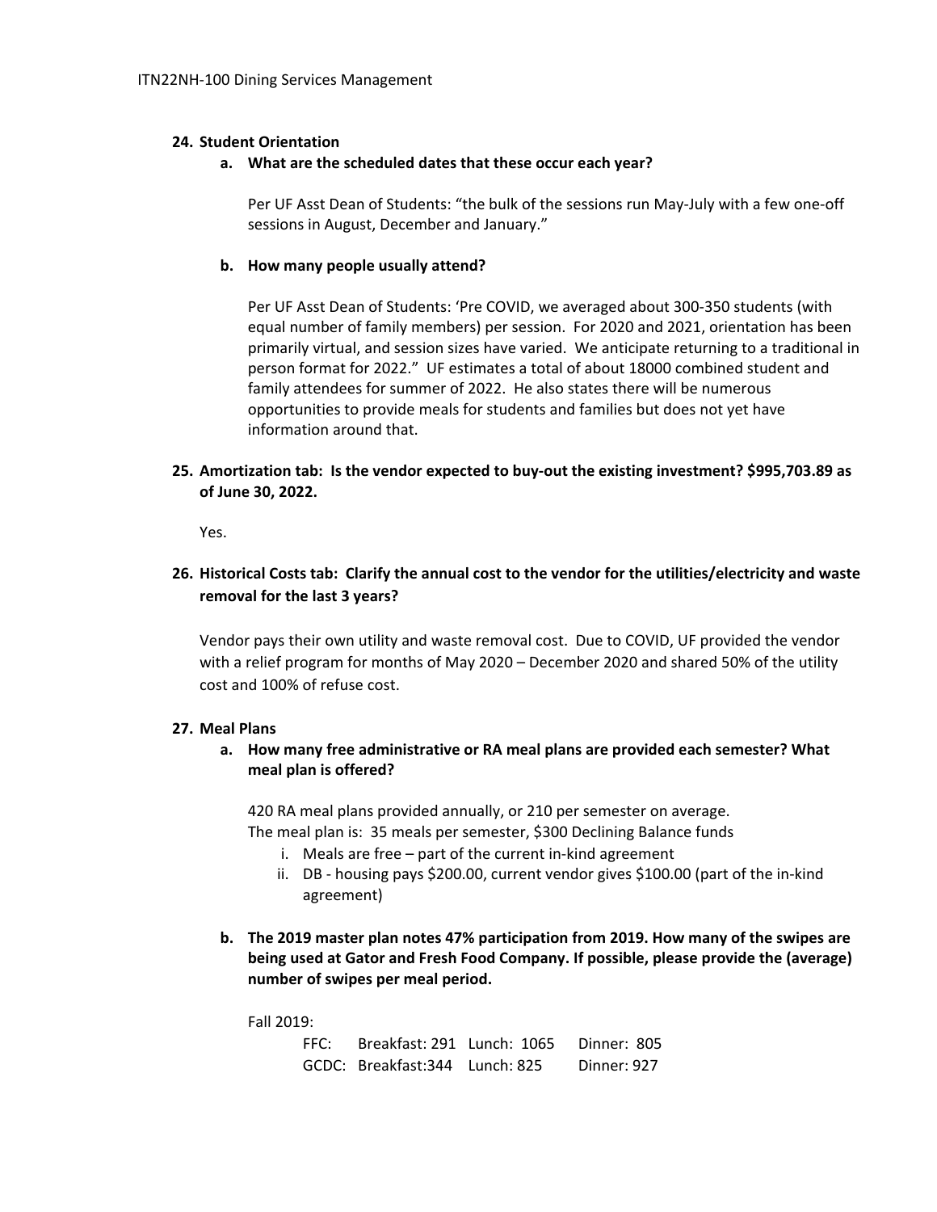**24. Student Orientation**

   **a. What are the scheduled dates that these occur each year?**

   Per UF Asst Dean of Students: "the bulk of the sessions run May-July with a few one-off sessions in August, December and January."

   **b. How many people usually attend?**

   Per UF Asst Dean of Students: 'Pre COVID, we averaged about 300-350 students (with equal number of family members) per session. For 2020 and 2021, orientation has been primarily virtual, and session sizes have varied. We anticipate returning to a traditional in person format for 2022." UF estimates a total of about 18000 combined student and family attendees for summer of 2022. He also states there will be numerous opportunities to provide meals for students and families but does not yet have information around that.

**25. Amortization tab: Is the vendor expected to buy-out the existing investment? $995,703.89 as of June 30, 2022.**

Yes.

**26. Historical Costs tab: Clarify the annual cost to the vendor for the utilities/electricity and waste removal for the last 3 years?**

Vendor pays their own utility and waste removal cost. Due to COVID, UF provided the vendor with a relief program for months of May 2020 – December 2020 and shared 50% of the utility cost and 100% of refuse cost.

**27. Meal Plans**

   **a. How many free administrative or RA meal plans are provided each semester? What meal plan is offered?**

   420 RA meal plans provided annually, or 210 per semester on average.
   The meal plan is: 35 meals per semester, $300 Declining Balance funds

   i. Meals are free – part of the current in-kind agreement
   ii. DB - housing pays $200.00, current vendor gives $100.00 (part of the in-kind agreement)

   **b. The 2019 master plan notes 47% participation from 2019. How many of the swipes are being used at Gator and Fresh Food Company. If possible, please provide the (average) number of swipes per meal period.**

   Fall 2019:

   | | Breakfast | Lunch | Dinner |
   |---|---|---|---|
   | FFC: | 291 | 1065 | 805 |
   | GCDC: | 344 | 825 | 927 |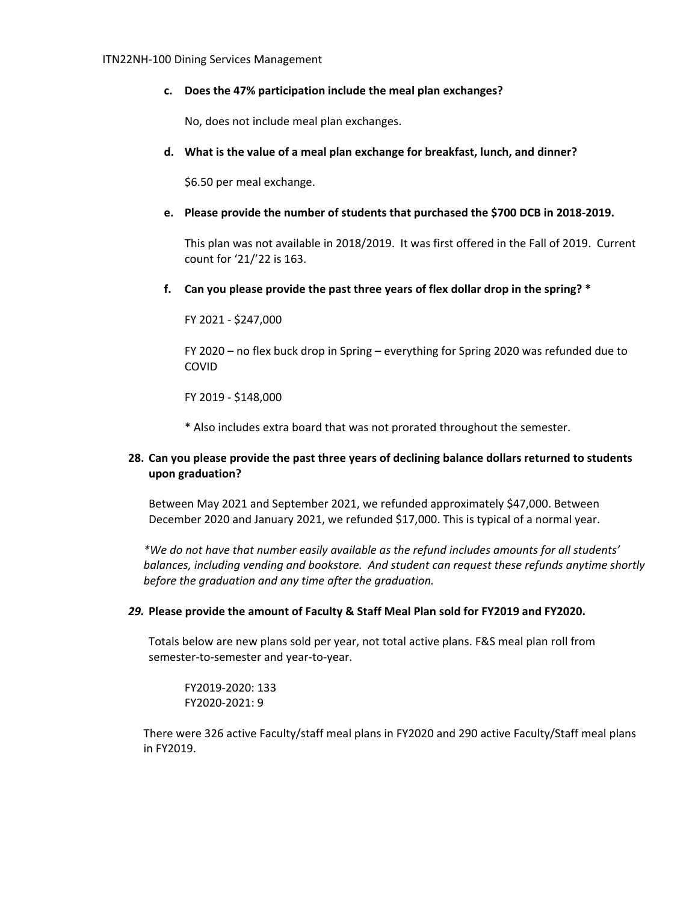c. **Does the 47% participation include the meal plan exchanges?**

   No, does not include meal plan exchanges.

d. **What is the value of a meal plan exchange for breakfast, lunch, and dinner?**

   $6.50 per meal exchange.

e. **Please provide the number of students that purchased the $700 DCB in 2018-2019.**

   This plan was not available in 2018/2019. It was first offered in the Fall of 2019. Current count for '21/'22 is 163.

f. **Can you please provide the past three years of flex dollar drop in the spring? ***

   FY 2021 - $247,000

   FY 2020 – no flex buck drop in Spring – everything for Spring 2020 was refunded due to COVID

   FY 2019 - $148,000

   * Also includes extra board that was not prorated throughout the semester.

**28. Can you please provide the past three years of declining balance dollars returned to students upon graduation?**

Between May 2021 and September 2021, we refunded approximately $47,000. Between December 2020 and January 2021, we refunded $17,000. This is typical of a normal year.

*\*We do not have that number easily available as the refund includes amounts for all students' balances, including vending and bookstore. And student can request these refunds anytime shortly before the graduation and any time after the graduation.*

***29.* Please provide the amount of Faculty & Staff Meal Plan sold for FY2019 and FY2020.**

Totals below are new plans sold per year, not total active plans. F&S meal plan roll from semester-to-semester and year-to-year.

FY2019-2020: 133
FY2020-2021: 9

There were 326 active Faculty/staff meal plans in FY2020 and 290 active Faculty/Staff meal plans in FY2019.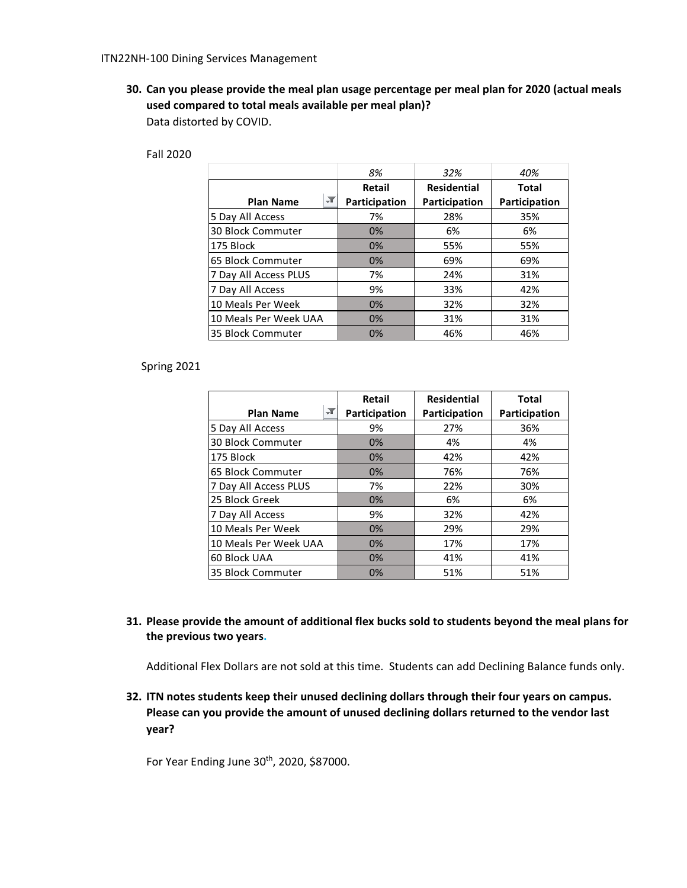**30. Can you please provide the meal plan usage percentage per meal plan for 2020 (actual meals used compared to total meals available per meal plan)?**

Data distorted by COVID.

Fall 2020

| | *8%* | *32%* | *40%* |
|---|---|---|---|
| **Plan Name** | **Retail Participation** | **Residential Participation** | **Total Participation** |
| 5 Day All Access | 7% | 28% | 35% |
| 30 Block Commuter | 0% | 6% | 6% |
| 175 Block | 0% | 55% | 55% |
| 65 Block Commuter | 0% | 69% | 69% |
| 7 Day All Access PLUS | 7% | 24% | 31% |
| 7 Day All Access | 9% | 33% | 42% |
| 10 Meals Per Week | 0% | 32% | 32% |
| 10 Meals Per Week UAA | 0% | 31% | 31% |
| 35 Block Commuter | 0% | 46% | 46% |

Spring 2021

| Plan Name | Retail Participation | Residential Participation | Total Participation |
|---|---|---|---|
| 5 Day All Access | 9% | 27% | 36% |
| 30 Block Commuter | 0% | 4% | 4% |
| 175 Block | 0% | 42% | 42% |
| 65 Block Commuter | 0% | 76% | 76% |
| 7 Day All Access PLUS | 7% | 22% | 30% |
| 25 Block Greek | 0% | 6% | 6% |
| 7 Day All Access | 9% | 32% | 42% |
| 10 Meals Per Week | 0% | 29% | 29% |
| 10 Meals Per Week UAA | 0% | 17% | 17% |
| 60 Block UAA | 0% | 41% | 41% |
| 35 Block Commuter | 0% | 51% | 51% |

**31. Please provide the amount of additional flex bucks sold to students beyond the meal plans for the previous two years.**

Additional Flex Dollars are not sold at this time. Students can add Declining Balance funds only.

**32. ITN notes students keep their unused declining dollars through their four years on campus. Please can you provide the amount of unused declining dollars returned to the vendor last year?**

For Year Ending June 30th, 2020, $87000.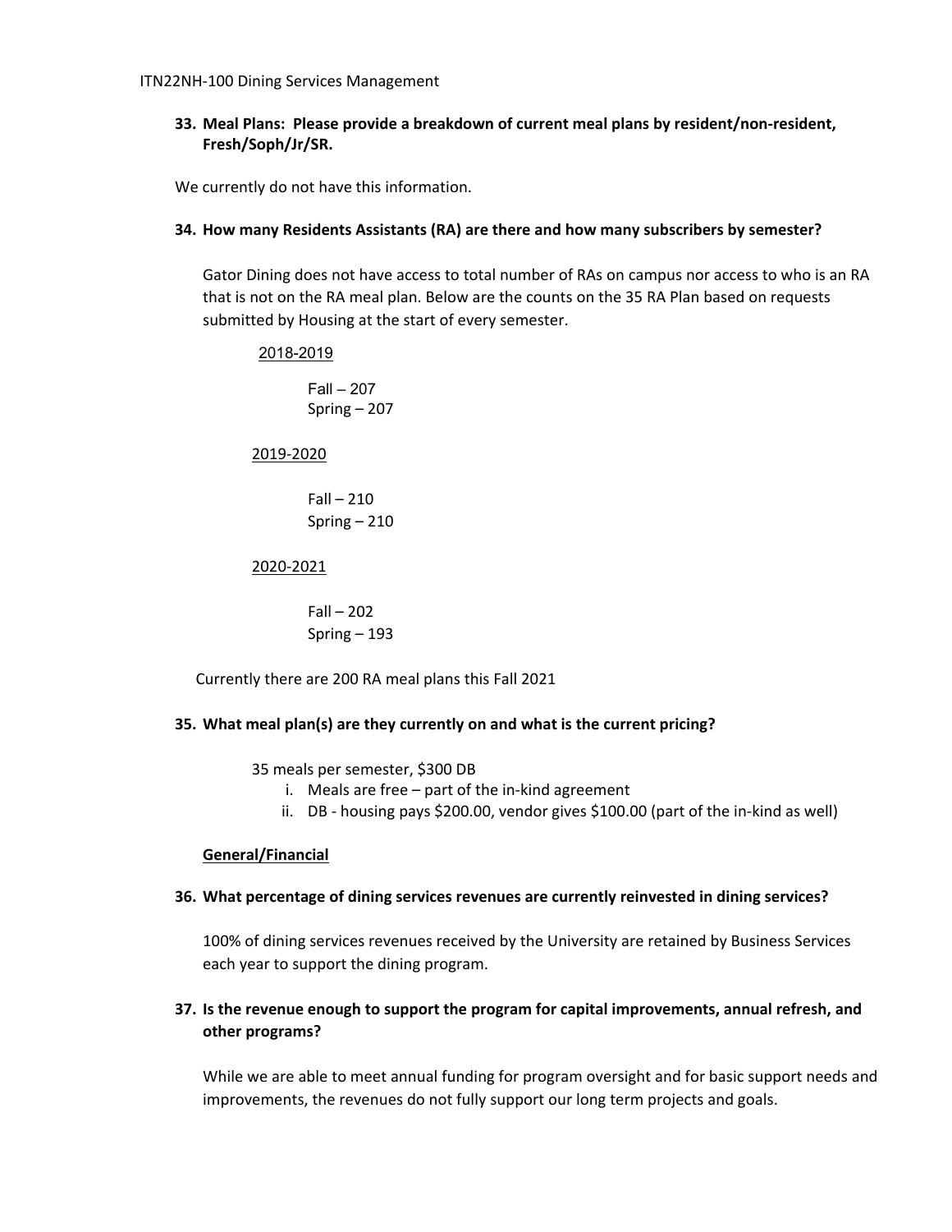**33. Meal Plans: Please provide a breakdown of current meal plans by resident/non-resident, Fresh/Soph/Jr/SR.**

We currently do not have this information.

**34. How many Residents Assistants (RA) are there and how many subscribers by semester?**

Gator Dining does not have access to total number of RAs on campus nor access to who is an RA that is not on the RA meal plan. Below are the counts on the 35 RA Plan based on requests submitted by Housing at the start of every semester.

<u>2018-2019</u>

Fall – 207
Spring – 207

<u>2019-2020</u>

Fall – 210
Spring – 210

<u>2020-2021</u>

Fall – 202
Spring – 193

Currently there are 200 RA meal plans this Fall 2021

**35. What meal plan(s) are they currently on and what is the current pricing?**

35 meals per semester, $300 DB

i. Meals are free – part of the in-kind agreement
ii. DB - housing pays $200.00, vendor gives $100.00 (part of the in-kind as well)

**<u>General/Financial</u>**

**36. What percentage of dining services revenues are currently reinvested in dining services?**

100% of dining services revenues received by the University are retained by Business Services each year to support the dining program.

**37. Is the revenue enough to support the program for capital improvements, annual refresh, and other programs?**

While we are able to meet annual funding for program oversight and for basic support needs and improvements, the revenues do not fully support our long term projects and goals.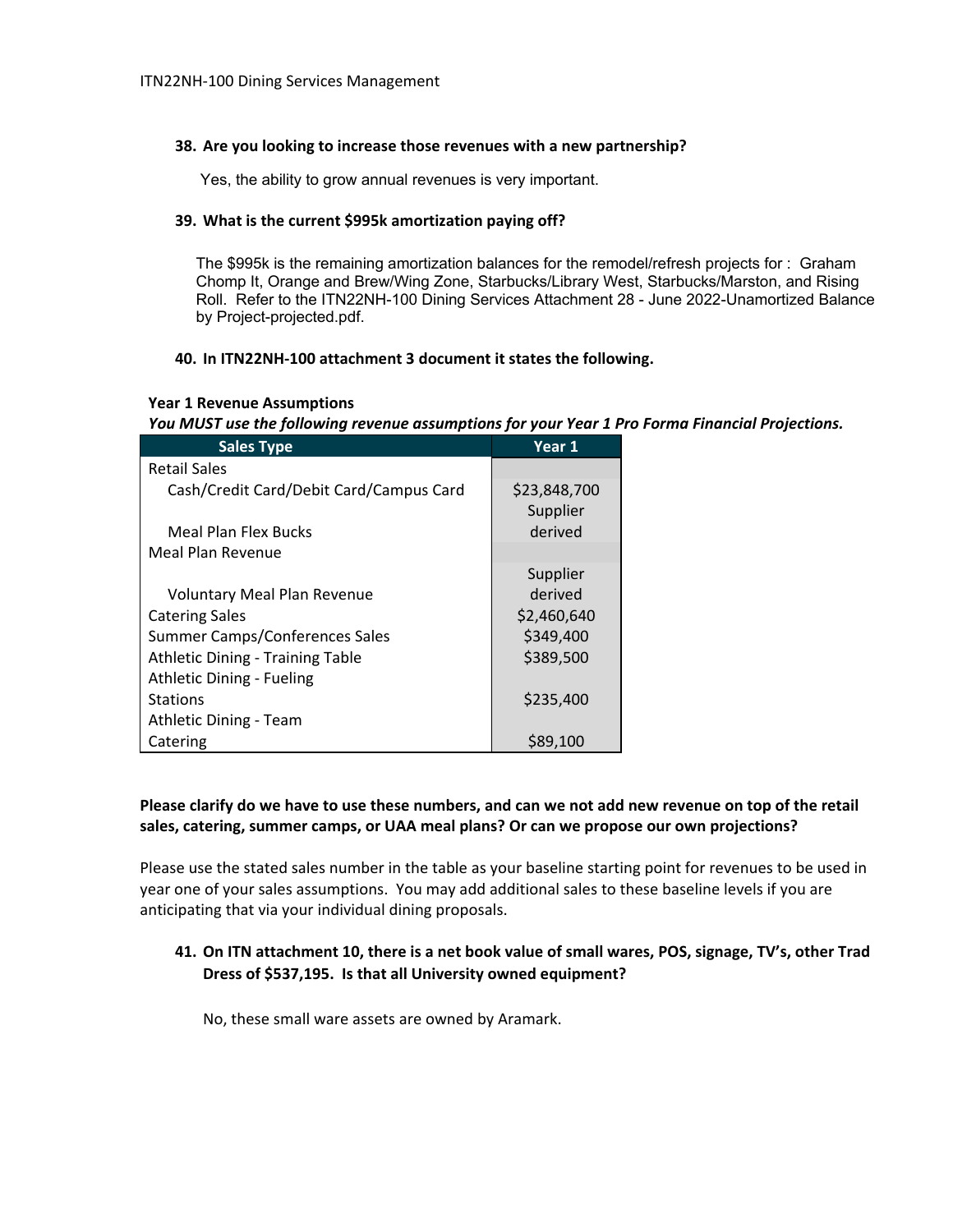**38. Are you looking to increase those revenues with a new partnership?**

Yes, the ability to grow annual revenues is very important.

**39. What is the current $995k amortization paying off?**

The $995k is the remaining amortization balances for the remodel/refresh projects for : Graham Chomp It, Orange and Brew/Wing Zone, Starbucks/Library West, Starbucks/Marston, and Rising Roll. Refer to the ITN22NH-100 Dining Services Attachment 28 - June 2022-Unamortized Balance by Project-projected.pdf.

**40. In ITN22NH-100 attachment 3 document it states the following.**

**Year 1 Revenue Assumptions**

***You MUST use the following revenue assumptions for your Year 1 Pro Forma Financial Projections.***

| Sales Type | Year 1 |
|---|---|
| Retail Sales | |
| Cash/Credit Card/Debit Card/Campus Card | $23,848,700 |
| Meal Plan Flex Bucks | Supplier derived |
| Meal Plan Revenue | |
| Voluntary Meal Plan Revenue | Supplier derived |
| Catering Sales | $2,460,640 |
| Summer Camps/Conferences Sales | $349,400 |
| Athletic Dining - Training Table | $389,500 |
| Athletic Dining - Fueling Stations | $235,400 |
| Athletic Dining - Team Catering | $89,100 |

**Please clarify do we have to use these numbers, and can we not add new revenue on top of the retail sales, catering, summer camps, or UAA meal plans? Or can we propose our own projections?**

Please use the stated sales number in the table as your baseline starting point for revenues to be used in year one of your sales assumptions. You may add additional sales to these baseline levels if you are anticipating that via your individual dining proposals.

**41. On ITN attachment 10, there is a net book value of small wares, POS, signage, TV's, other Trad Dress of $537,195. Is that all University owned equipment?**

No, these small ware assets are owned by Aramark.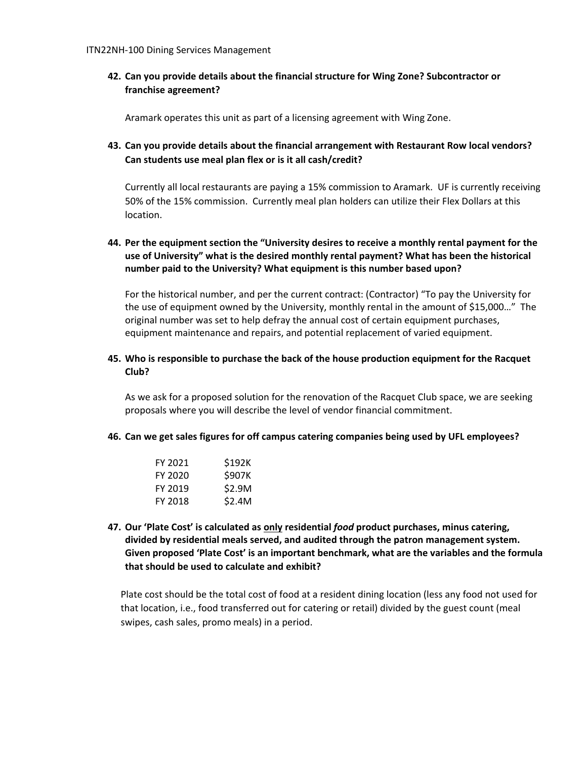42. **Can you provide details about the financial structure for Wing Zone? Subcontractor or franchise agreement?**

    Aramark operates this unit as part of a licensing agreement with Wing Zone.

43. **Can you provide details about the financial arrangement with Restaurant Row local vendors? Can students use meal plan flex or is it all cash/credit?**

    Currently all local restaurants are paying a 15% commission to Aramark. UF is currently receiving 50% of the 15% commission. Currently meal plan holders can utilize their Flex Dollars at this location.

44. **Per the equipment section the "University desires to receive a monthly rental payment for the use of University" what is the desired monthly rental payment? What has been the historical number paid to the University? What equipment is this number based upon?**

    For the historical number, and per the current contract: (Contractor) "To pay the University for the use of equipment owned by the University, monthly rental in the amount of $15,000…" The original number was set to help defray the annual cost of certain equipment purchases, equipment maintenance and repairs, and potential replacement of varied equipment.

45. **Who is responsible to purchase the back of the house production equipment for the Racquet Club?**

    As we ask for a proposed solution for the renovation of the Racquet Club space, we are seeking proposals where you will describe the level of vendor financial commitment.

46. **Can we get sales figures for off campus catering companies being used by UFL employees?**

| | |
|---|---|
| FY 2021 | $192K |
| FY 2020 | $907K |
| FY 2019 | $2.9M |
| FY 2018 | $2.4M |

47. **Our 'Plate Cost' is calculated as <u>only</u> residential *food* product purchases, minus catering, divided by residential meals served, and audited through the patron management system. Given proposed 'Plate Cost' is an important benchmark, what are the variables and the formula that should be used to calculate and exhibit?**

    Plate cost should be the total cost of food at a resident dining location (less any food not used for that location, i.e., food transferred out for catering or retail) divided by the guest count (meal swipes, cash sales, promo meals) in a period.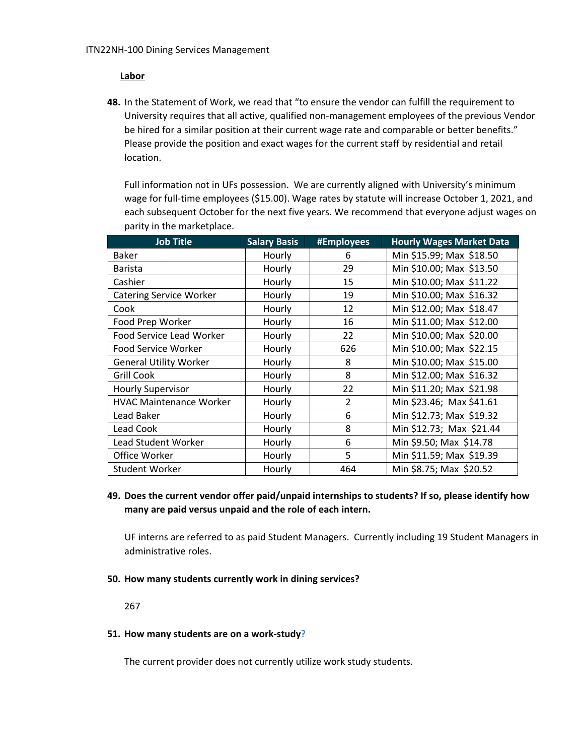**Labor**

**48.** In the Statement of Work, we read that "to ensure the vendor can fulfill the requirement to University requires that all active, qualified non-management employees of the previous Vendor be hired for a similar position at their current wage rate and comparable or better benefits." Please provide the position and exact wages for the current staff by residential and retail location.

Full information not in UFs possession. We are currently aligned with University's minimum wage for full-time employees ($15.00). Wage rates by statute will increase October 1, 2021, and each subsequent October for the next five years. We recommend that everyone adjust wages on parity in the marketplace.

| Job Title | Salary Basis | #Employees | Hourly Wages Market Data |
|---|---|---|---|
| Baker | Hourly | 6 | Min $15.99; Max $18.50 |
| Barista | Hourly | 29 | Min $10.00; Max $13.50 |
| Cashier | Hourly | 15 | Min $10.00; Max $11.22 |
| Catering Service Worker | Hourly | 19 | Min $10.00; Max $16.32 |
| Cook | Hourly | 12 | Min $12.00; Max $18.47 |
| Food Prep Worker | Hourly | 16 | Min $11.00; Max $12.00 |
| Food Service Lead Worker | Hourly | 22 | Min $10.00; Max $20.00 |
| Food Service Worker | Hourly | 626 | Min $10.00; Max $22.15 |
| General Utility Worker | Hourly | 8 | Min $10.00; Max $15.00 |
| Grill Cook | Hourly | 8 | Min $12.00; Max $16.32 |
| Hourly Supervisor | Hourly | 22 | Min $11.20; Max $21.98 |
| HVAC Maintenance Worker | Hourly | 2 | Min $23.46; Max $41.61 |
| Lead Baker | Hourly | 6 | Min $12.73; Max $19.32 |
| Lead Cook | Hourly | 8 | Min $12.73; Max $21.44 |
| Lead Student Worker | Hourly | 6 | Min $9.50; Max $14.78 |
| Office Worker | Hourly | 5 | Min $11.59; Max $19.39 |
| Student Worker | Hourly | 464 | Min $8.75; Max $20.52 |

**49. Does the current vendor offer paid/unpaid internships to students? If so, please identify how many are paid versus unpaid and the role of each intern.**

UF interns are referred to as paid Student Managers. Currently including 19 Student Managers in administrative roles.

**50. How many students currently work in dining services?**

267

**51. How many students are on a work-study?**

The current provider does not currently utilize work study students.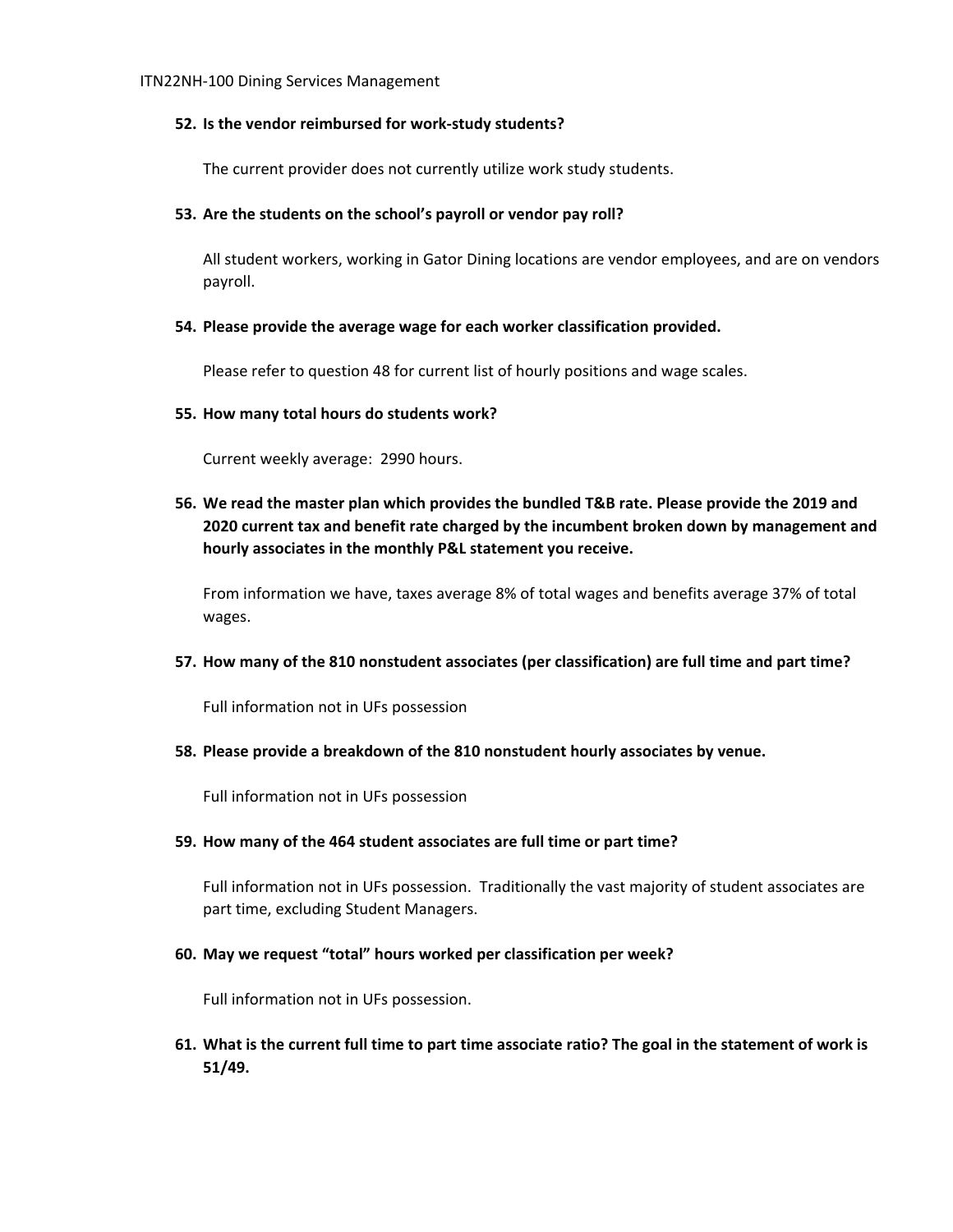**52. Is the vendor reimbursed for work-study students?**

The current provider does not currently utilize work study students.

**53. Are the students on the school's payroll or vendor pay roll?**

All student workers, working in Gator Dining locations are vendor employees, and are on vendors payroll.

**54. Please provide the average wage for each worker classification provided.**

Please refer to question 48 for current list of hourly positions and wage scales.

**55. How many total hours do students work?**

Current weekly average: 2990 hours.

**56. We read the master plan which provides the bundled T&B rate. Please provide the 2019 and 2020 current tax and benefit rate charged by the incumbent broken down by management and hourly associates in the monthly P&L statement you receive.**

From information we have, taxes average 8% of total wages and benefits average 37% of total wages.

**57. How many of the 810 nonstudent associates (per classification) are full time and part time?**

Full information not in UFs possession

**58. Please provide a breakdown of the 810 nonstudent hourly associates by venue.**

Full information not in UFs possession

**59. How many of the 464 student associates are full time or part time?**

Full information not in UFs possession. Traditionally the vast majority of student associates are part time, excluding Student Managers.

**60. May we request "total" hours worked per classification per week?**

Full information not in UFs possession.

**61. What is the current full time to part time associate ratio? The goal in the statement of work is 51/49.**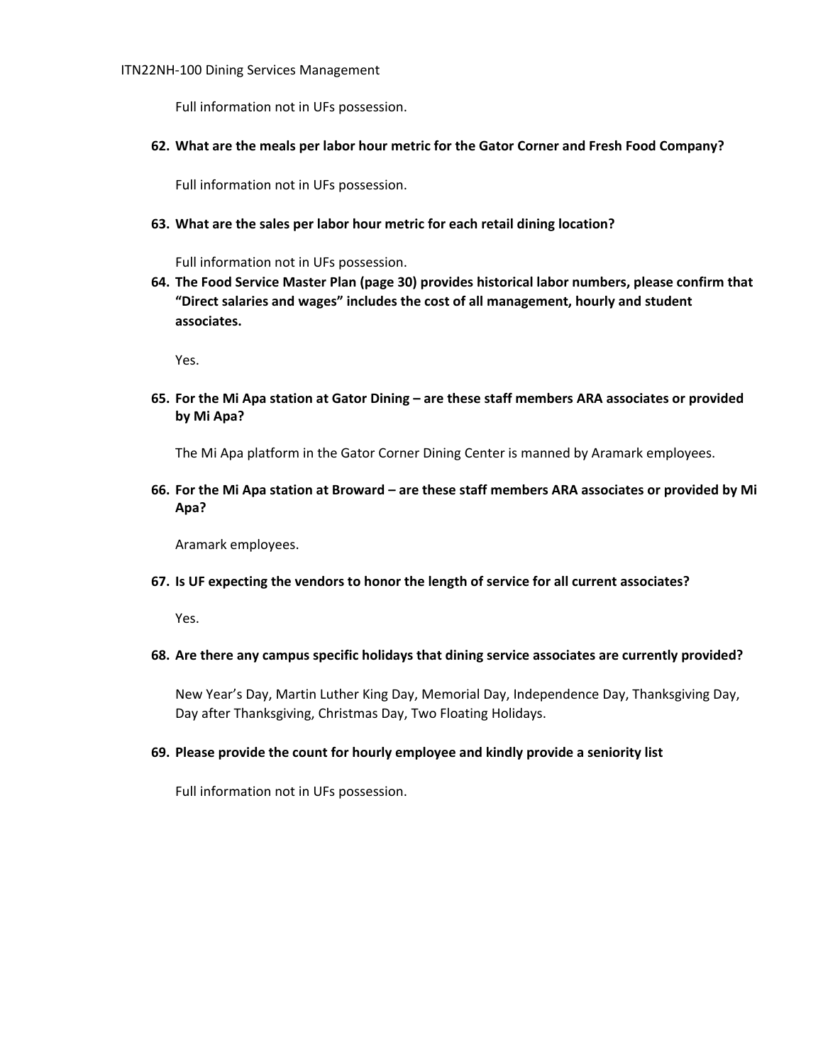Full information not in UFs possession.

**62. What are the meals per labor hour metric for the Gator Corner and Fresh Food Company?**

Full information not in UFs possession.

**63. What are the sales per labor hour metric for each retail dining location?**

Full information not in UFs possession.

**64. The Food Service Master Plan (page 30) provides historical labor numbers, please confirm that "Direct salaries and wages" includes the cost of all management, hourly and student associates.**

Yes.

**65. For the Mi Apa station at Gator Dining – are these staff members ARA associates or provided by Mi Apa?**

The Mi Apa platform in the Gator Corner Dining Center is manned by Aramark employees.

**66. For the Mi Apa station at Broward – are these staff members ARA associates or provided by Mi Apa?**

Aramark employees.

**67. Is UF expecting the vendors to honor the length of service for all current associates?**

Yes.

**68. Are there any campus specific holidays that dining service associates are currently provided?**

New Year's Day, Martin Luther King Day, Memorial Day, Independence Day, Thanksgiving Day, Day after Thanksgiving, Christmas Day, Two Floating Holidays.

**69. Please provide the count for hourly employee and kindly provide a seniority list**

Full information not in UFs possession.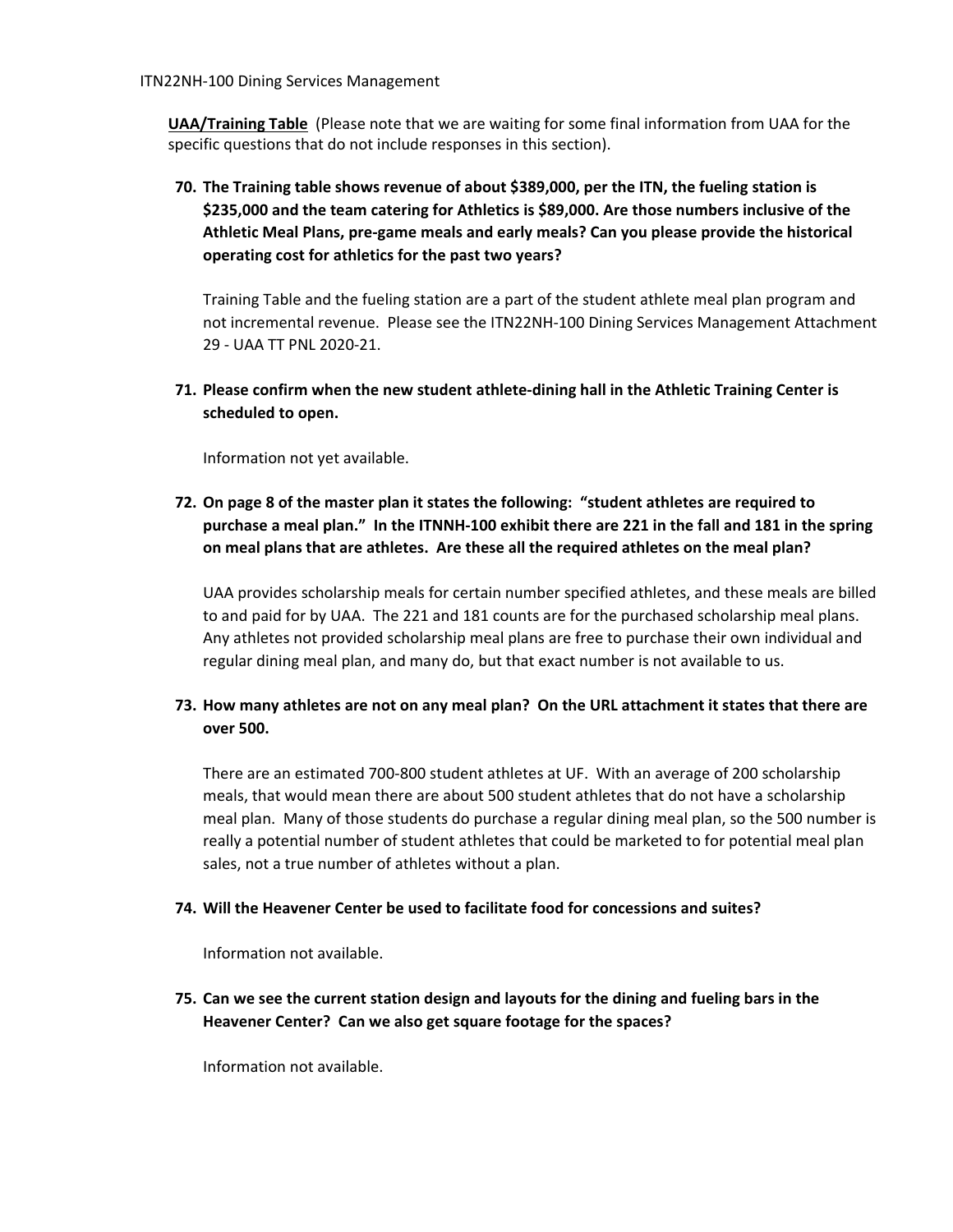**UAA/Training Table** (Please note that we are waiting for some final information from UAA for the specific questions that do not include responses in this section).

70. **The Training table shows revenue of about $389,000, per the ITN, the fueling station is $235,000 and the team catering for Athletics is $89,000. Are those numbers inclusive of the Athletic Meal Plans, pre-game meals and early meals? Can you please provide the historical operating cost for athletics for the past two years?**

    Training Table and the fueling station are a part of the student athlete meal plan program and not incremental revenue. Please see the ITN22NH-100 Dining Services Management Attachment 29 - UAA TT PNL 2020-21.

71. **Please confirm when the new student athlete-dining hall in the Athletic Training Center is scheduled to open.**

    Information not yet available.

72. **On page 8 of the master plan it states the following: "student athletes are required to purchase a meal plan." In the ITNNH-100 exhibit there are 221 in the fall and 181 in the spring on meal plans that are athletes. Are these all the required athletes on the meal plan?**

    UAA provides scholarship meals for certain number specified athletes, and these meals are billed to and paid for by UAA. The 221 and 181 counts are for the purchased scholarship meal plans. Any athletes not provided scholarship meal plans are free to purchase their own individual and regular dining meal plan, and many do, but that exact number is not available to us.

73. **How many athletes are not on any meal plan? On the URL attachment it states that there are over 500.**

    There are an estimated 700-800 student athletes at UF. With an average of 200 scholarship meals, that would mean there are about 500 student athletes that do not have a scholarship meal plan. Many of those students do purchase a regular dining meal plan, so the 500 number is really a potential number of student athletes that could be marketed to for potential meal plan sales, not a true number of athletes without a plan.

74. **Will the Heavener Center be used to facilitate food for concessions and suites?**

    Information not available.

75. **Can we see the current station design and layouts for the dining and fueling bars in the Heavener Center? Can we also get square footage for the spaces?**

    Information not available.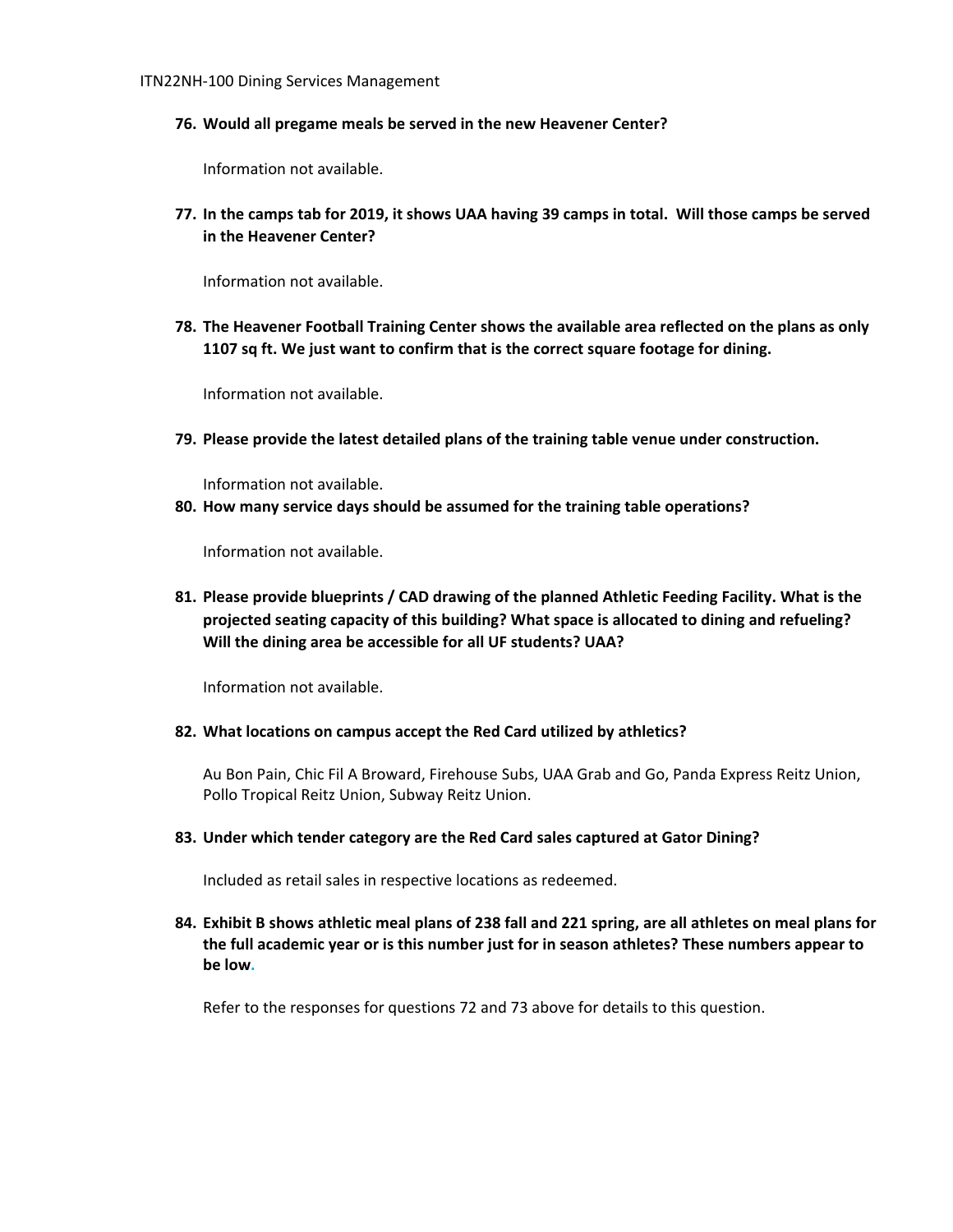**76. Would all pregame meals be served in the new Heavener Center?**

Information not available.

**77. In the camps tab for 2019, it shows UAA having 39 camps in total. Will those camps be served in the Heavener Center?**

Information not available.

**78. The Heavener Football Training Center shows the available area reflected on the plans as only 1107 sq ft. We just want to confirm that is the correct square footage for dining.**

Information not available.

**79. Please provide the latest detailed plans of the training table venue under construction.**

Information not available.

**80. How many service days should be assumed for the training table operations?**

Information not available.

**81. Please provide blueprints / CAD drawing of the planned Athletic Feeding Facility. What is the projected seating capacity of this building? What space is allocated to dining and refueling? Will the dining area be accessible for all UF students? UAA?**

Information not available.

**82. What locations on campus accept the Red Card utilized by athletics?**

Au Bon Pain, Chic Fil A Broward, Firehouse Subs, UAA Grab and Go, Panda Express Reitz Union, Pollo Tropical Reitz Union, Subway Reitz Union.

**83. Under which tender category are the Red Card sales captured at Gator Dining?**

Included as retail sales in respective locations as redeemed.

**84. Exhibit B shows athletic meal plans of 238 fall and 221 spring, are all athletes on meal plans for the full academic year or is this number just for in season athletes? These numbers appear to be low.**

Refer to the responses for questions 72 and 73 above for details to this question.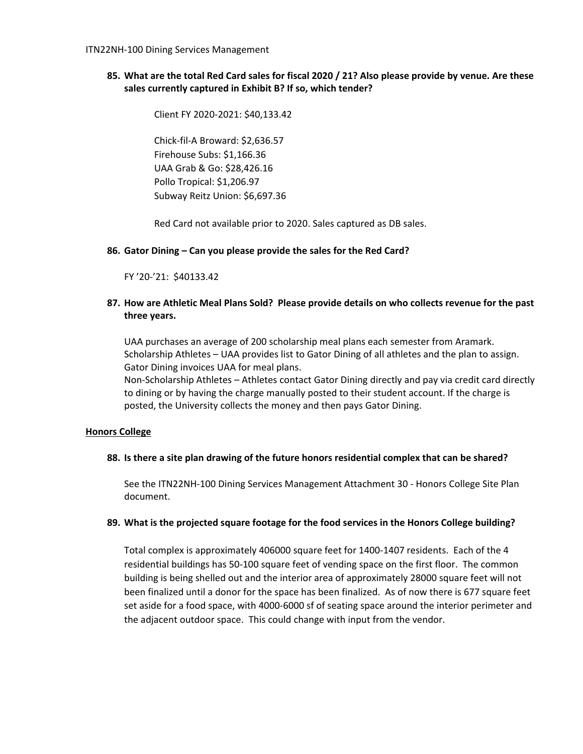**85. What are the total Red Card sales for fiscal 2020 / 21? Also please provide by venue. Are these sales currently captured in Exhibit B? If so, which tender?**

Client FY 2020-2021: $40,133.42

Chick-fil-A Broward: $2,636.57
Firehouse Subs: $1,166.36
UAA Grab & Go: $28,426.16
Pollo Tropical: $1,206.97
Subway Reitz Union: $6,697.36

Red Card not available prior to 2020. Sales captured as DB sales.

**86. Gator Dining – Can you please provide the sales for the Red Card?**

FY '20-'21: $40133.42

**87. How are Athletic Meal Plans Sold? Please provide details on who collects revenue for the past three years.**

UAA purchases an average of 200 scholarship meal plans each semester from Aramark.
Scholarship Athletes – UAA provides list to Gator Dining of all athletes and the plan to assign. Gator Dining invoices UAA for meal plans.
Non-Scholarship Athletes – Athletes contact Gator Dining directly and pay via credit card directly to dining or by having the charge manually posted to their student account. If the charge is posted, the University collects the money and then pays Gator Dining.

**<u>Honors College</u>**

**88. Is there a site plan drawing of the future honors residential complex that can be shared?**

See the ITN22NH-100 Dining Services Management Attachment 30 - Honors College Site Plan document.

**89. What is the projected square footage for the food services in the Honors College building?**

Total complex is approximately 406000 square feet for 1400-1407 residents. Each of the 4 residential buildings has 50-100 square feet of vending space on the first floor. The common building is being shelled out and the interior area of approximately 28000 square feet will not been finalized until a donor for the space has been finalized. As of now there is 677 square feet set aside for a food space, with 4000-6000 sf of seating space around the interior perimeter and the adjacent outdoor space. This could change with input from the vendor.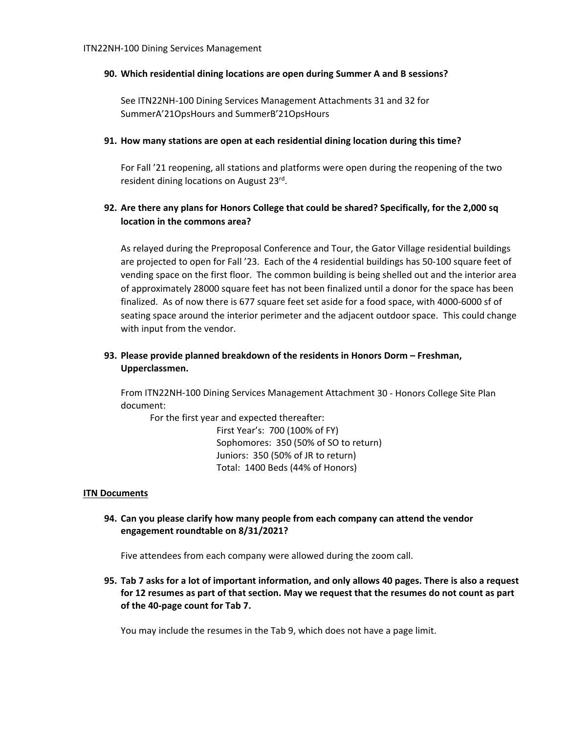**90. Which residential dining locations are open during Summer A and B sessions?**

See ITN22NH-100 Dining Services Management Attachments 31 and 32 for SummerA'21OpsHours and SummerB'21OpsHours

**91. How many stations are open at each residential dining location during this time?**

For Fall '21 reopening, all stations and platforms were open during the reopening of the two resident dining locations on August 23rd.

**92. Are there any plans for Honors College that could be shared? Specifically, for the 2,000 sq location in the commons area?**

As relayed during the Preproposal Conference and Tour, the Gator Village residential buildings are projected to open for Fall '23. Each of the 4 residential buildings has 50-100 square feet of vending space on the first floor. The common building is being shelled out and the interior area of approximately 28000 square feet has not been finalized until a donor for the space has been finalized. As of now there is 677 square feet set aside for a food space, with 4000-6000 sf of seating space around the interior perimeter and the adjacent outdoor space. This could change with input from the vendor.

**93. Please provide planned breakdown of the residents in Honors Dorm – Freshman, Upperclassmen.**

From ITN22NH-100 Dining Services Management Attachment 30 - Honors College Site Plan document:

For the first year and expected thereafter:

First Year's: 700 (100% of FY)
Sophomores: 350 (50% of SO to return)
Juniors: 350 (50% of JR to return)
Total: 1400 Beds (44% of Honors)

**ITN Documents**

**94. Can you please clarify how many people from each company can attend the vendor engagement roundtable on 8/31/2021?**

Five attendees from each company were allowed during the zoom call.

**95. Tab 7 asks for a lot of important information, and only allows 40 pages. There is also a request for 12 resumes as part of that section. May we request that the resumes do not count as part of the 40-page count for Tab 7.**

You may include the resumes in the Tab 9, which does not have a page limit.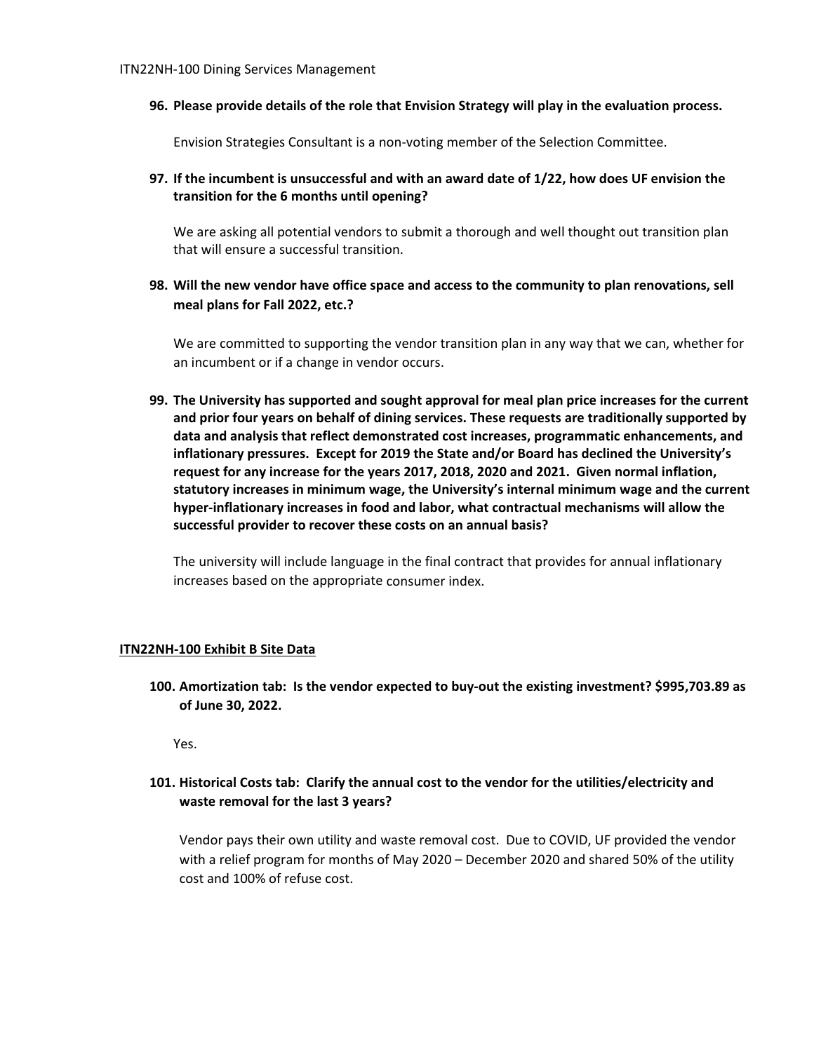**96. Please provide details of the role that Envision Strategy will play in the evaluation process.**

Envision Strategies Consultant is a non-voting member of the Selection Committee.

**97. If the incumbent is unsuccessful and with an award date of 1/22, how does UF envision the transition for the 6 months until opening?**

We are asking all potential vendors to submit a thorough and well thought out transition plan that will ensure a successful transition.

**98. Will the new vendor have office space and access to the community to plan renovations, sell meal plans for Fall 2022, etc.?**

We are committed to supporting the vendor transition plan in any way that we can, whether for an incumbent or if a change in vendor occurs.

**99. The University has supported and sought approval for meal plan price increases for the current and prior four years on behalf of dining services. These requests are traditionally supported by data and analysis that reflect demonstrated cost increases, programmatic enhancements, and inflationary pressures. Except for 2019 the State and/or Board has declined the University's request for any increase for the years 2017, 2018, 2020 and 2021. Given normal inflation, statutory increases in minimum wage, the University's internal minimum wage and the current hyper-inflationary increases in food and labor, what contractual mechanisms will allow the successful provider to recover these costs on an annual basis?**

The university will include language in the final contract that provides for annual inflationary increases based on the appropriate consumer index.

## ITN22NH-100 Exhibit B Site Data

**100. Amortization tab: Is the vendor expected to buy-out the existing investment? $995,703.89 as of June 30, 2022.**

Yes.

**101. Historical Costs tab: Clarify the annual cost to the vendor for the utilities/electricity and waste removal for the last 3 years?**

Vendor pays their own utility and waste removal cost. Due to COVID, UF provided the vendor with a relief program for months of May 2020 – December 2020 and shared 50% of the utility cost and 100% of refuse cost.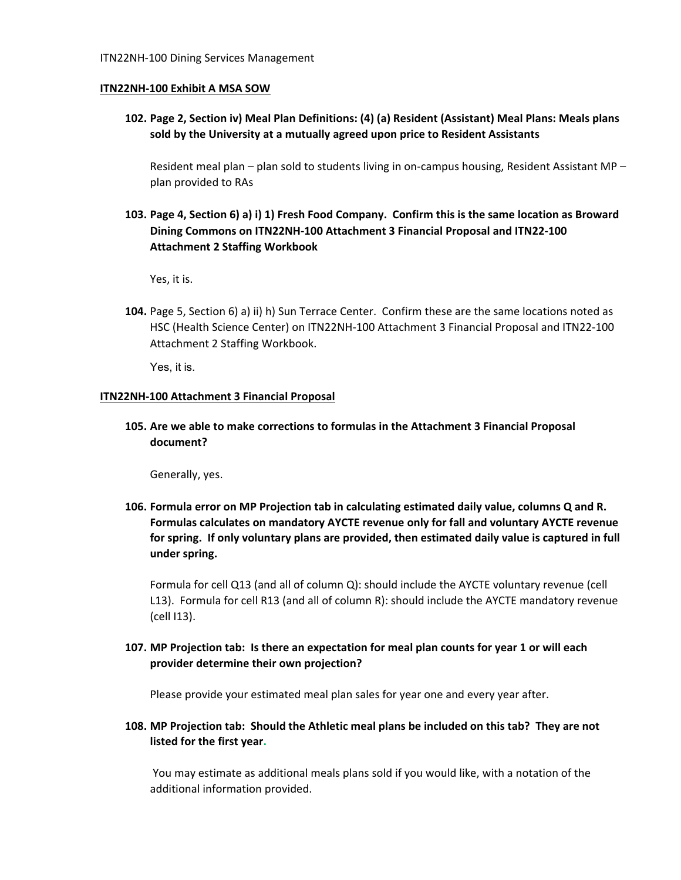ITN22NH-100 Dining Services Management

**ITN22NH-100 Exhibit A MSA SOW**

**102. Page 2, Section iv) Meal Plan Definitions: (4) (a) Resident (Assistant) Meal Plans: Meals plans sold by the University at a mutually agreed upon price to Resident Assistants**

Resident meal plan – plan sold to students living in on-campus housing, Resident Assistant MP – plan provided to RAs

**103. Page 4, Section 6) a) i) 1) Fresh Food Company. Confirm this is the same location as Broward Dining Commons on ITN22NH-100 Attachment 3 Financial Proposal and ITN22-100 Attachment 2 Staffing Workbook**

Yes, it is.

**104.** Page 5, Section 6) a) ii) h) Sun Terrace Center. Confirm these are the same locations noted as HSC (Health Science Center) on ITN22NH-100 Attachment 3 Financial Proposal and ITN22-100 Attachment 2 Staffing Workbook.

Yes, it is.

**ITN22NH-100 Attachment 3 Financial Proposal**

**105. Are we able to make corrections to formulas in the Attachment 3 Financial Proposal document?**

Generally, yes.

**106. Formula error on MP Projection tab in calculating estimated daily value, columns Q and R. Formulas calculates on mandatory AYCTE revenue only for fall and voluntary AYCTE revenue for spring. If only voluntary plans are provided, then estimated daily value is captured in full under spring.**

Formula for cell Q13 (and all of column Q): should include the AYCTE voluntary revenue (cell L13). Formula for cell R13 (and all of column R): should include the AYCTE mandatory revenue (cell I13).

**107. MP Projection tab: Is there an expectation for meal plan counts for year 1 or will each provider determine their own projection?**

Please provide your estimated meal plan sales for year one and every year after.

**108. MP Projection tab: Should the Athletic meal plans be included on this tab? They are not listed for the first year.**

You may estimate as additional meals plans sold if you would like, with a notation of the additional information provided.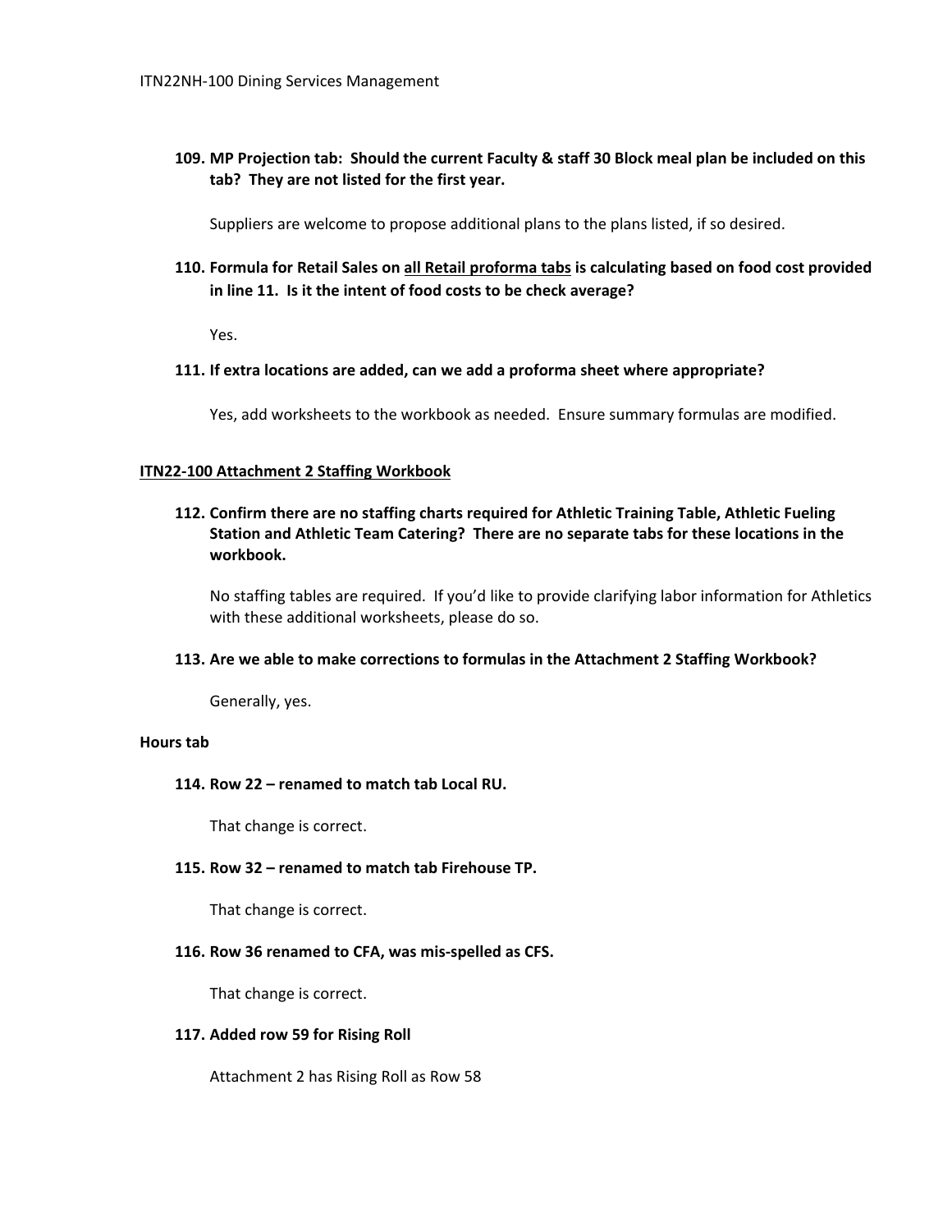**109. MP Projection tab: Should the current Faculty & staff 30 Block meal plan be included on this tab? They are not listed for the first year.**

Suppliers are welcome to propose additional plans to the plans listed, if so desired.

**110. Formula for Retail Sales on <u>all Retail proforma tabs</u> is calculating based on food cost provided in line 11. Is it the intent of food costs to be check average?**

Yes.

**111. If extra locations are added, can we add a proforma sheet where appropriate?**

Yes, add worksheets to the workbook as needed. Ensure summary formulas are modified.

**<u>ITN22-100 Attachment 2 Staffing Workbook</u>**

**112. Confirm there are no staffing charts required for Athletic Training Table, Athletic Fueling Station and Athletic Team Catering? There are no separate tabs for these locations in the workbook.**

No staffing tables are required. If you'd like to provide clarifying labor information for Athletics with these additional worksheets, please do so.

**113. Are we able to make corrections to formulas in the Attachment 2 Staffing Workbook?**

Generally, yes.

**Hours tab**

**114. Row 22 – renamed to match tab Local RU.**

That change is correct.

**115. Row 32 – renamed to match tab Firehouse TP.**

That change is correct.

**116. Row 36 renamed to CFA, was mis-spelled as CFS.**

That change is correct.

**117. Added row 59 for Rising Roll**

Attachment 2 has Rising Roll as Row 58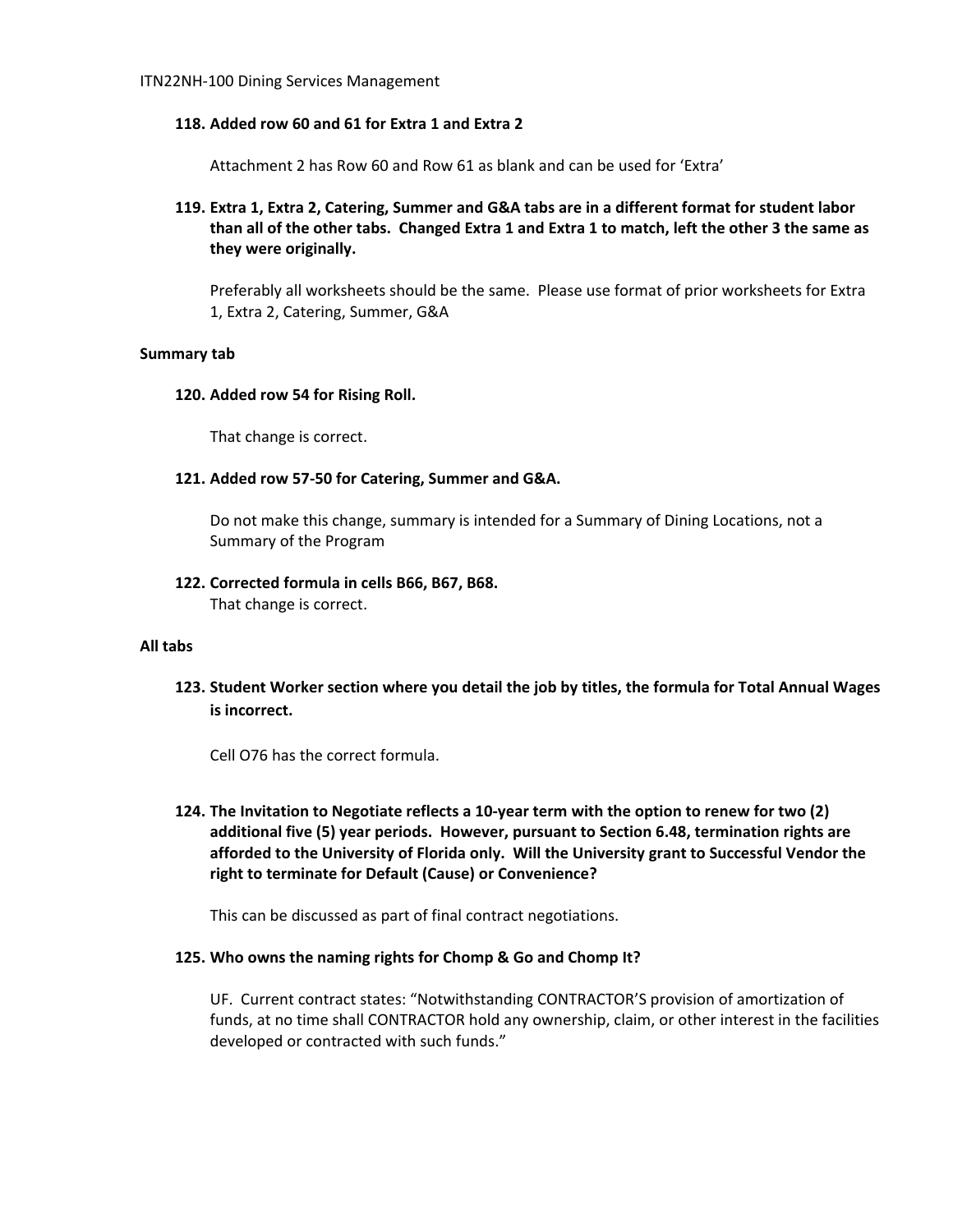**118. Added row 60 and 61 for Extra 1 and Extra 2**

Attachment 2 has Row 60 and Row 61 as blank and can be used for 'Extra'

**119. Extra 1, Extra 2, Catering, Summer and G&A tabs are in a different format for student labor than all of the other tabs. Changed Extra 1 and Extra 1 to match, left the other 3 the same as they were originally.**

Preferably all worksheets should be the same. Please use format of prior worksheets for Extra 1, Extra 2, Catering, Summer, G&A

**Summary tab**

**120. Added row 54 for Rising Roll.**

That change is correct.

**121. Added row 57-50 for Catering, Summer and G&A.**

Do not make this change, summary is intended for a Summary of Dining Locations, not a Summary of the Program

**122. Corrected formula in cells B66, B67, B68.**

That change is correct.

**All tabs**

**123. Student Worker section where you detail the job by titles, the formula for Total Annual Wages is incorrect.**

Cell O76 has the correct formula.

**124. The Invitation to Negotiate reflects a 10-year term with the option to renew for two (2) additional five (5) year periods. However, pursuant to Section 6.48, termination rights are afforded to the University of Florida only. Will the University grant to Successful Vendor the right to terminate for Default (Cause) or Convenience?**

This can be discussed as part of final contract negotiations.

**125. Who owns the naming rights for Chomp & Go and Chomp It?**

UF. Current contract states: "Notwithstanding CONTRACTOR'S provision of amortization of funds, at no time shall CONTRACTOR hold any ownership, claim, or other interest in the facilities developed or contracted with such funds."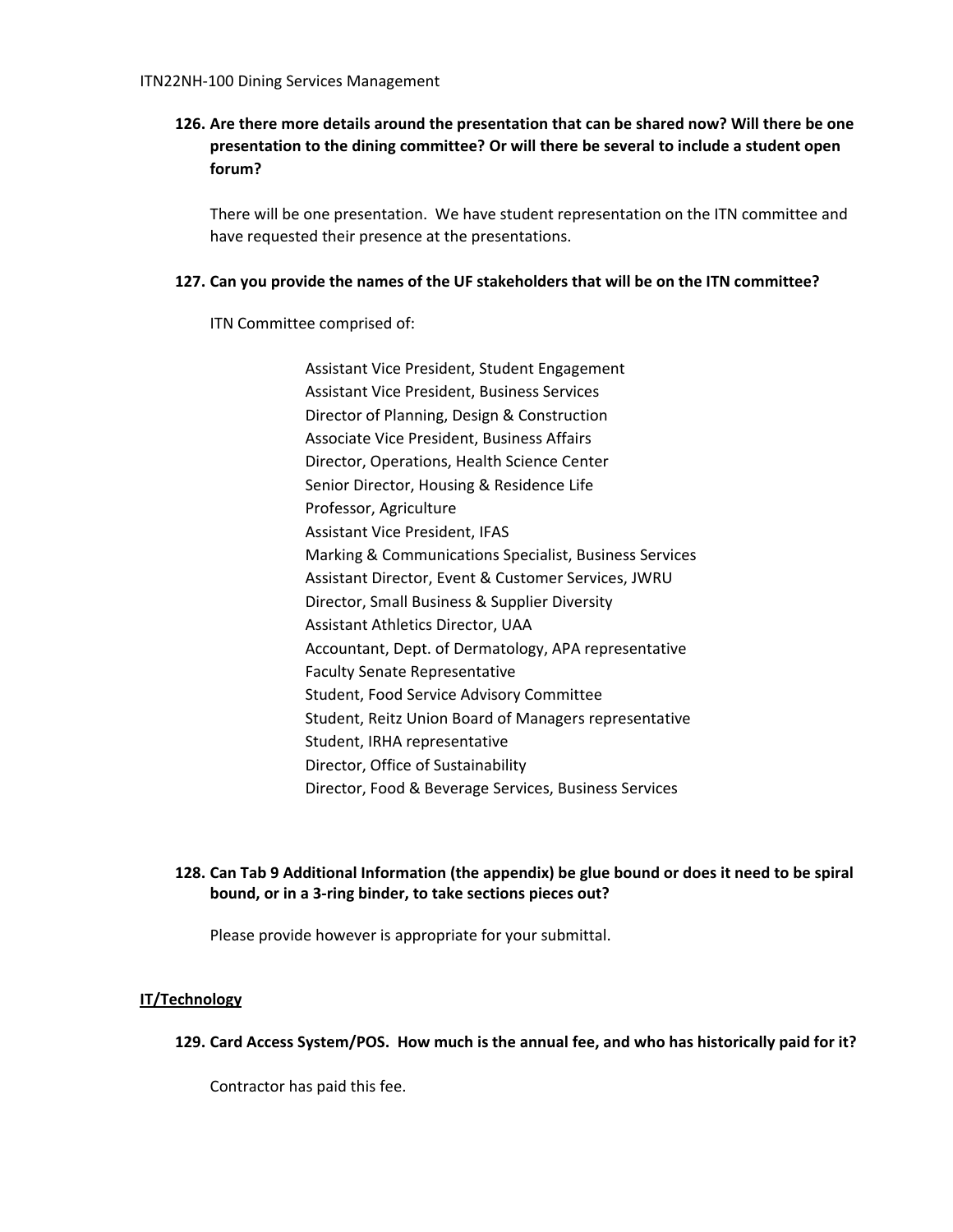**126. Are there more details around the presentation that can be shared now? Will there be one presentation to the dining committee? Or will there be several to include a student open forum?**

There will be one presentation. We have student representation on the ITN committee and have requested their presence at the presentations.

**127. Can you provide the names of the UF stakeholders that will be on the ITN committee?**

ITN Committee comprised of:

Assistant Vice President, Student Engagement
Assistant Vice President, Business Services
Director of Planning, Design & Construction
Associate Vice President, Business Affairs
Director, Operations, Health Science Center
Senior Director, Housing & Residence Life
Professor, Agriculture
Assistant Vice President, IFAS
Marking & Communications Specialist, Business Services
Assistant Director, Event & Customer Services, JWRU
Director, Small Business & Supplier Diversity
Assistant Athletics Director, UAA
Accountant, Dept. of Dermatology, APA representative
Faculty Senate Representative
Student, Food Service Advisory Committee
Student, Reitz Union Board of Managers representative
Student, IRHA representative
Director, Office of Sustainability
Director, Food & Beverage Services, Business Services

**128. Can Tab 9 Additional Information (the appendix) be glue bound or does it need to be spiral bound, or in a 3-ring binder, to take sections pieces out?**

Please provide however is appropriate for your submittal.

**<u>IT/Technology</u>**

**129. Card Access System/POS. How much is the annual fee, and who has historically paid for it?**

Contractor has paid this fee.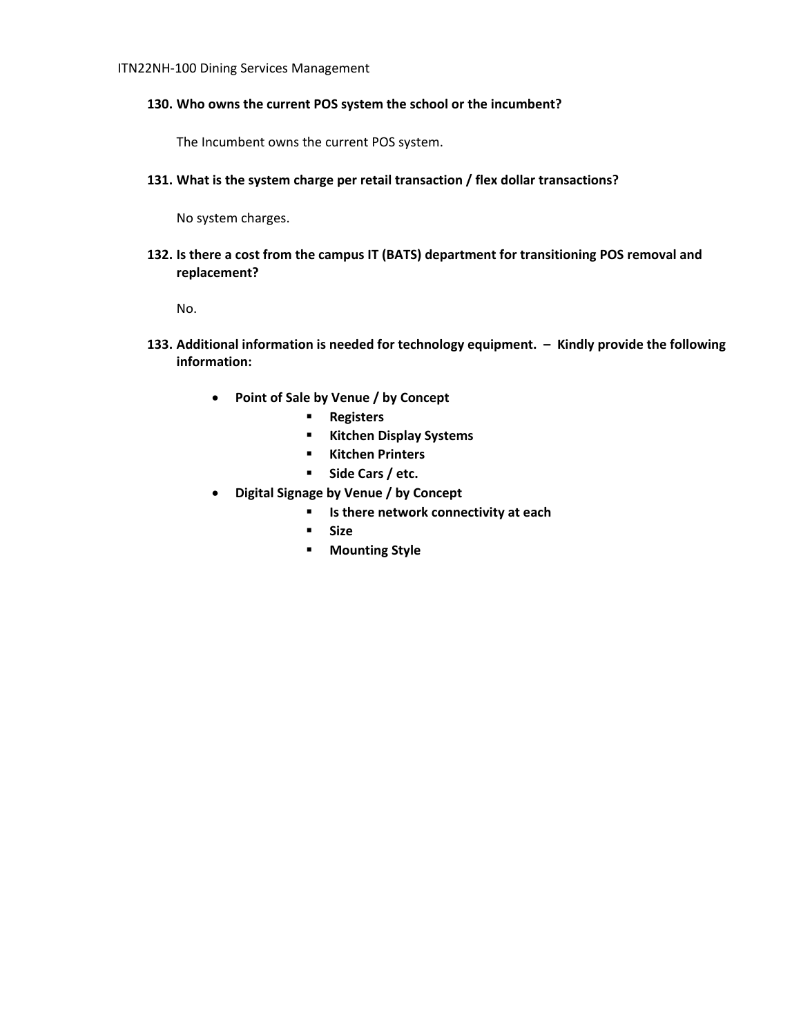**130. Who owns the current POS system the school or the incumbent?**

The Incumbent owns the current POS system.

**131. What is the system charge per retail transaction / flex dollar transactions?**

No system charges.

**132. Is there a cost from the campus IT (BATS) department for transitioning POS removal and replacement?**

No.

**133. Additional information is needed for technology equipment. – Kindly provide the following information:**

- **Point of Sale by Venue / by Concept**
    - **Registers**
    - **Kitchen Display Systems**
    - **Kitchen Printers**
    - **Side Cars / etc.**
- **Digital Signage by Venue / by Concept**
    - **Is there network connectivity at each**
    - **Size**
    - **Mounting Style**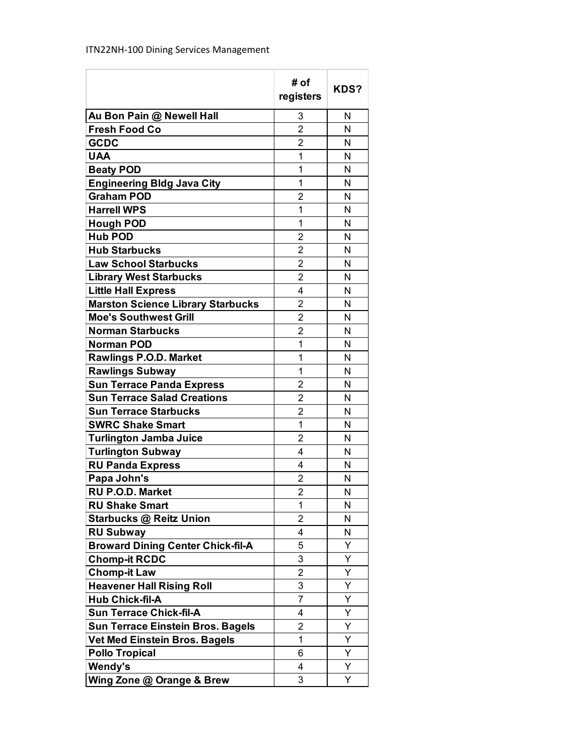ITN22NH-100 Dining Services Management

| | # of registers | KDS? |
|---|---|---|
| **Au Bon Pain @ Newell Hall** | 3 | N |
| **Fresh Food Co** | 2 | N |
| **GCDC** | 2 | N |
| **UAA** | 1 | N |
| **Beaty POD** | 1 | N |
| **Engineering Bldg Java City** | 1 | N |
| **Graham POD** | 2 | N |
| **Harrell WPS** | 1 | N |
| **Hough POD** | 1 | N |
| **Hub POD** | 2 | N |
| **Hub Starbucks** | 2 | N |
| **Law School Starbucks** | 2 | N |
| **Library West Starbucks** | 2 | N |
| **Little Hall Express** | 4 | N |
| **Marston Science Library Starbucks** | 2 | N |
| **Moe's Southwest Grill** | 2 | N |
| **Norman Starbucks** | 2 | N |
| **Norman POD** | 1 | N |
| **Rawlings P.O.D. Market** | 1 | N |
| **Rawlings Subway** | 1 | N |
| **Sun Terrace Panda Express** | 2 | N |
| **Sun Terrace Salad Creations** | 2 | N |
| **Sun Terrace Starbucks** | 2 | N |
| **SWRC Shake Smart** | 1 | N |
| **Turlington Jamba Juice** | 2 | N |
| **Turlington Subway** | 4 | N |
| **RU Panda Express** | 4 | N |
| **Papa John's** | 2 | N |
| **RU P.O.D. Market** | 2 | N |
| **RU Shake Smart** | 1 | N |
| **Starbucks @ Reitz Union** | 2 | N |
| **RU Subway** | 4 | N |
| **Broward Dining Center Chick-fil-A** | 5 | Y |
| **Chomp-it RCDC** | 3 | Y |
| **Chomp-it Law** | 2 | Y |
| **Heavener Hall Rising Roll** | 3 | Y |
| **Hub Chick-fil-A** | 7 | Y |
| **Sun Terrace Chick-fil-A** | 4 | Y |
| **Sun Terrace Einstein Bros. Bagels** | 2 | Y |
| **Vet Med Einstein Bros. Bagels** | 1 | Y |
| **Pollo Tropical** | 6 | Y |
| **Wendy's** | 4 | Y |
| **Wing Zone @ Orange & Brew** | 3 | Y |